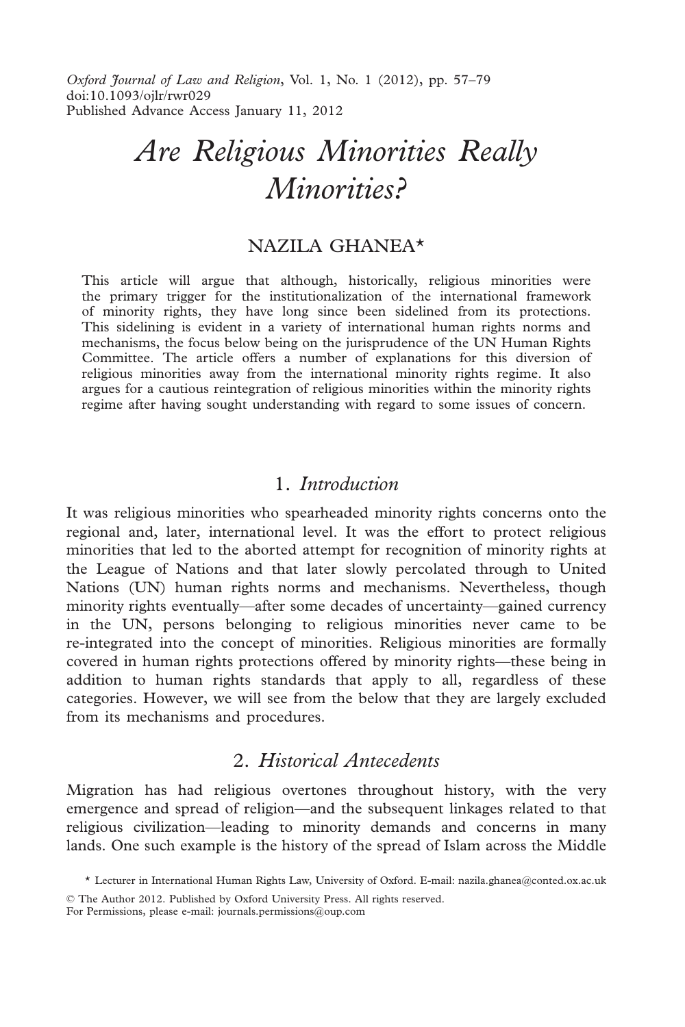# *Are Religious Minorities Really Minorities?*

NAZILA GHANEA*

This article will argue that although, historically, religious minorities were the primary trigger for the institutionalization of the international framework of minority rights, they have long since been sidelined from its protections. This sidelining is evident in a variety of international human rights norms and mechanisms, the focus below being on the jurisprudence of the UN Human Rights Committee. The article offers a number of explanations for this diversion of religious minorities away from the international minority rights regime. It also argues for a cautious reintegration of religious minorities within the minority rights regime after having sought understanding with regard to some issues of concern.

## 1. *Introduction*

It was religious minorities who spearheaded minority rights concerns onto the regional and, later, international level. It was the effort to protect religious minorities that led to the aborted attempt for recognition of minority rights at the League of Nations and that later slowly percolated through to United Nations (UN) human rights norms and mechanisms. Nevertheless, though minority rights eventually—after some decades of uncertainty—gained currency in the UN, persons belonging to religious minorities never came to be re-integrated into the concept of minorities. Religious minorities are formally covered in human rights protections offered by minority rights—these being in addition to human rights standards that apply to all, regardless of these categories. However, we will see from the below that they are largely excluded from its mechanisms and procedures.

## 2. *Historical Antecedents*

Migration has had religious overtones throughout history, with the very emergence and spread of religion—and the subsequent linkages related to that religious civilization—leading to minority demands and concerns in many lands. One such example is the history of the spread of Islam across the Middle

\* Lecturer in International Human Rights Law, University of Oxford. E-mail: nazila.ghanea@conted.ox.ac.uk

© The Author 2012. Published by Oxford University Press. All rights reserved.
For Permissions, please e-mail: journals.permissions@oup.com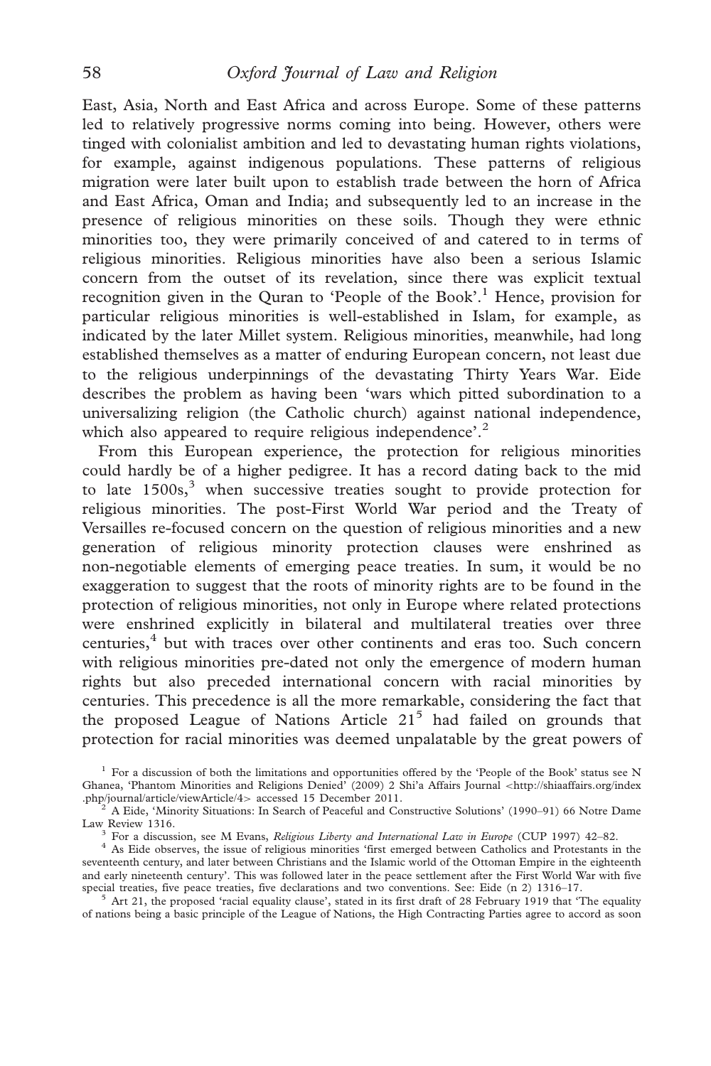East, Asia, North and East Africa and across Europe. Some of these patterns led to relatively progressive norms coming into being. However, others were tinged with colonialist ambition and led to devastating human rights violations, for example, against indigenous populations. These patterns of religious migration were later built upon to establish trade between the horn of Africa and East Africa, Oman and India; and subsequently led to an increase in the presence of religious minorities on these soils. Though they were ethnic minorities too, they were primarily conceived of and catered to in terms of religious minorities. Religious minorities have also been a serious Islamic concern from the outset of its revelation, since there was explicit textual recognition given in the Quran to 'People of the Book'.[1] Hence, provision for particular religious minorities is well-established in Islam, for example, as indicated by the later Millet system. Religious minorities, meanwhile, had long established themselves as a matter of enduring European concern, not least due to the religious underpinnings of the devastating Thirty Years War. Eide describes the problem as having been 'wars which pitted subordination to a universalizing religion (the Catholic church) against national independence, which also appeared to require religious independence'.[2]

From this European experience, the protection for religious minorities could hardly be of a higher pedigree. It has a record dating back to the mid to late 1500s,[3] when successive treaties sought to provide protection for religious minorities. The post-First World War period and the Treaty of Versailles re-focused concern on the question of religious minorities and a new generation of religious minority protection clauses were enshrined as non-negotiable elements of emerging peace treaties. In sum, it would be no exaggeration to suggest that the roots of minority rights are to be found in the protection of religious minorities, not only in Europe where related protections were enshrined explicitly in bilateral and multilateral treaties over three centuries,[4] but with traces over other continents and eras too. Such concern with religious minorities pre-dated not only the emergence of modern human rights but also preceded international concern with racial minorities by centuries. This precedence is all the more remarkable, considering the fact that the proposed League of Nations Article 21[5] had failed on grounds that protection for racial minorities was deemed unpalatable by the great powers of

[1] For a discussion of both the limitations and opportunities offered by the 'People of the Book' status see N Ghanea, 'Phantom Minorities and Religions Denied' (2009) 2 Shi'a Affairs Journal <http://shiaaffairs.org/index.php/journal/article/viewArticle/4> accessed 15 December 2011.

[2] A Eide, 'Minority Situations: In Search of Peaceful and Constructive Solutions' (1990–91) 66 Notre Dame Law Review 1316.

[3] For a discussion, see M Evans, *Religious Liberty and International Law in Europe* (CUP 1997) 42–82.

[4] As Eide observes, the issue of religious minorities 'first emerged between Catholics and Protestants in the seventeenth century, and later between Christians and the Islamic world of the Ottoman Empire in the eighteenth and early nineteenth century'. This was followed later in the peace settlement after the First World War with five special treaties, five peace treaties, five declarations and two conventions. See: Eide (n 2) 1316–17.

[5] Art 21, the proposed 'racial equality clause', stated in its first draft of 28 February 1919 that 'The equality of nations being a basic principle of the League of Nations, the High Contracting Parties agree to accord as soon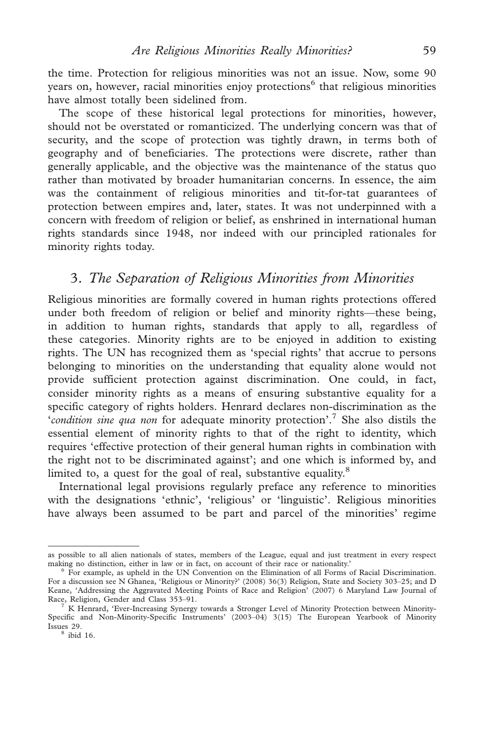the time. Protection for religious minorities was not an issue. Now, some 90 years on, however, racial minorities enjoy protections[6] that religious minorities have almost totally been sidelined from.

The scope of these historical legal protections for minorities, however, should not be overstated or romanticized. The underlying concern was that of security, and the scope of protection was tightly drawn, in terms both of geography and of beneficiaries. The protections were discrete, rather than generally applicable, and the objective was the maintenance of the status quo rather than motivated by broader humanitarian concerns. In essence, the aim was the containment of religious minorities and tit-for-tat guarantees of protection between empires and, later, states. It was not underpinned with a concern with freedom of religion or belief, as enshrined in international human rights standards since 1948, nor indeed with our principled rationales for minority rights today.

## 3. *The Separation of Religious Minorities from Minorities*

Religious minorities are formally covered in human rights protections offered under both freedom of religion or belief and minority rights—these being, in addition to human rights, standards that apply to all, regardless of these categories. Minority rights are to be enjoyed in addition to existing rights. The UN has recognized them as 'special rights' that accrue to persons belonging to minorities on the understanding that equality alone would not provide sufficient protection against discrimination. One could, in fact, consider minority rights as a means of ensuring substantive equality for a specific category of rights holders. Henrard declares non-discrimination as the '*condition sine qua non* for adequate minority protection'.[7] She also distils the essential element of minority rights to that of the right to identity, which requires 'effective protection of their general human rights in combination with the right not to be discriminated against'; and one which is informed by, and limited to, a quest for the goal of real, substantive equality.[8]

International legal provisions regularly preface any reference to minorities with the designations 'ethnic', 'religious' or 'linguistic'. Religious minorities have always been assumed to be part and parcel of the minorities' regime

---

as possible to all alien nationals of states, members of the League, equal and just treatment in every respect making no distinction, either in law or in fact, on account of their race or nationality.'

[6] For example, as upheld in the UN Convention on the Elimination of all Forms of Racial Discrimination. For a discussion see N Ghanea, 'Religious or Minority?' (2008) 36(3) Religion, State and Society 303–25; and D Keane, 'Addressing the Aggravated Meeting Points of Race and Religion' (2007) 6 Maryland Law Journal of Race, Religion, Gender and Class 353–91.

[7] K Henrard, 'Ever-Increasing Synergy towards a Stronger Level of Minority Protection between Minority-Specific and Non-Minority-Specific Instruments' (2003–04) 3(15) The European Yearbook of Minority Issues 29.

[8] ibid 16.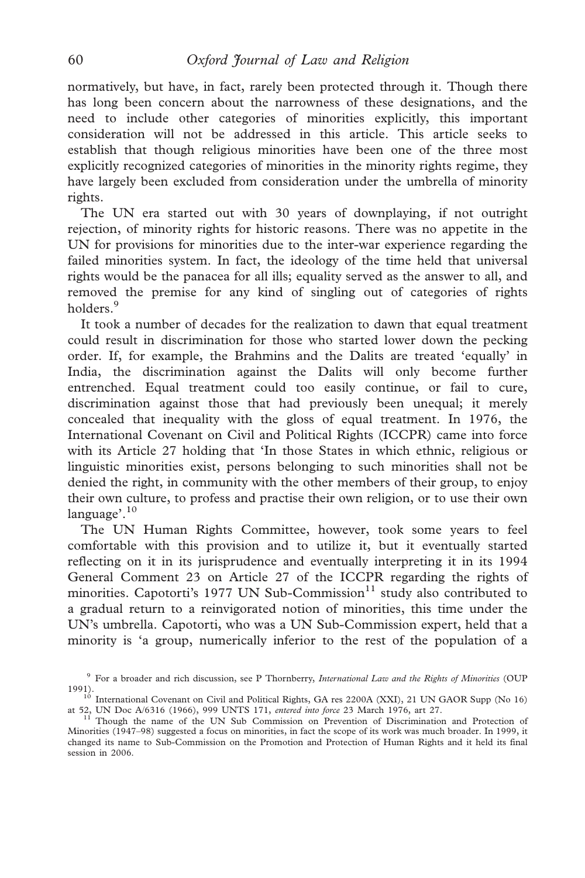normatively, but have, in fact, rarely been protected through it. Though there has long been concern about the narrowness of these designations, and the need to include other categories of minorities explicitly, this important consideration will not be addressed in this article. This article seeks to establish that though religious minorities have been one of the three most explicitly recognized categories of minorities in the minority rights regime, they have largely been excluded from consideration under the umbrella of minority rights.

The UN era started out with 30 years of downplaying, if not outright rejection, of minority rights for historic reasons. There was no appetite in the UN for provisions for minorities due to the inter-war experience regarding the failed minorities system. In fact, the ideology of the time held that universal rights would be the panacea for all ills; equality served as the answer to all, and removed the premise for any kind of singling out of categories of rights holders.[9]

It took a number of decades for the realization to dawn that equal treatment could result in discrimination for those who started lower down the pecking order. If, for example, the Brahmins and the Dalits are treated 'equally' in India, the discrimination against the Dalits will only become further entrenched. Equal treatment could too easily continue, or fail to cure, discrimination against those that had previously been unequal; it merely concealed that inequality with the gloss of equal treatment. In 1976, the International Covenant on Civil and Political Rights (ICCPR) came into force with its Article 27 holding that 'In those States in which ethnic, religious or linguistic minorities exist, persons belonging to such minorities shall not be denied the right, in community with the other members of their group, to enjoy their own culture, to profess and practise their own religion, or to use their own language'.[10]

The UN Human Rights Committee, however, took some years to feel comfortable with this provision and to utilize it, but it eventually started reflecting on it in its jurisprudence and eventually interpreting it in its 1994 General Comment 23 on Article 27 of the ICCPR regarding the rights of minorities. Capotorti's 1977 UN Sub-Commission[11] study also contributed to a gradual return to a reinvigorated notion of minorities, this time under the UN's umbrella. Capotorti, who was a UN Sub-Commission expert, held that a minority is 'a group, numerically inferior to the rest of the population of a

---

[9] For a broader and rich discussion, see P Thornberry, *International Law and the Rights of Minorities* (OUP 1991).

[10] International Covenant on Civil and Political Rights, GA res 2200A (XXI), 21 UN GAOR Supp (No 16) at 52, UN Doc A/6316 (1966), 999 UNTS 171, *entered into force* 23 March 1976, art 27.

[11] Though the name of the UN Sub Commission on Prevention of Discrimination and Protection of Minorities (1947–98) suggested a focus on minorities, in fact the scope of its work was much broader. In 1999, it changed its name to Sub-Commission on the Promotion and Protection of Human Rights and it held its final session in 2006.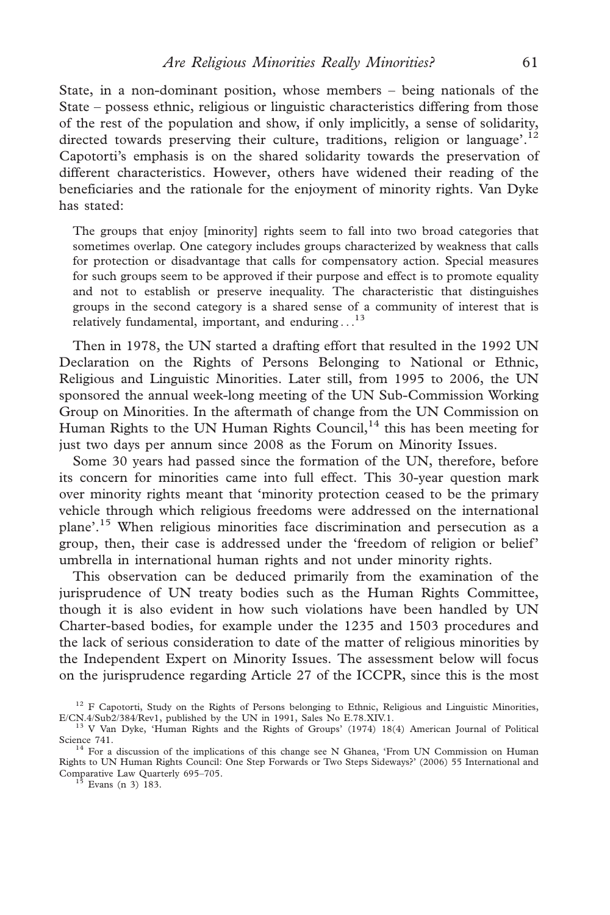State, in a non-dominant position, whose members – being nationals of the State – possess ethnic, religious or linguistic characteristics differing from those of the rest of the population and show, if only implicitly, a sense of solidarity, directed towards preserving their culture, traditions, religion or language'.[12] Capotorti's emphasis is on the shared solidarity towards the preservation of different characteristics. However, others have widened their reading of the beneficiaries and the rationale for the enjoyment of minority rights. Van Dyke has stated:

> The groups that enjoy [minority] rights seem to fall into two broad categories that sometimes overlap. One category includes groups characterized by weakness that calls for protection or disadvantage that calls for compensatory action. Special measures for such groups seem to be approved if their purpose and effect is to promote equality and not to establish or preserve inequality. The characteristic that distinguishes groups in the second category is a shared sense of a community of interest that is relatively fundamental, important, and enduring . . .[13]

Then in 1978, the UN started a drafting effort that resulted in the 1992 UN Declaration on the Rights of Persons Belonging to National or Ethnic, Religious and Linguistic Minorities. Later still, from 1995 to 2006, the UN sponsored the annual week-long meeting of the UN Sub-Commission Working Group on Minorities. In the aftermath of change from the UN Commission on Human Rights to the UN Human Rights Council,[14] this has been meeting for just two days per annum since 2008 as the Forum on Minority Issues.

Some 30 years had passed since the formation of the UN, therefore, before its concern for minorities came into full effect. This 30-year question mark over minority rights meant that 'minority protection ceased to be the primary vehicle through which religious freedoms were addressed on the international plane'.[15] When religious minorities face discrimination and persecution as a group, then, their case is addressed under the 'freedom of religion or belief' umbrella in international human rights and not under minority rights.

This observation can be deduced primarily from the examination of the jurisprudence of UN treaty bodies such as the Human Rights Committee, though it is also evident in how such violations have been handled by UN Charter-based bodies, for example under the 1235 and 1503 procedures and the lack of serious consideration to date of the matter of religious minorities by the Independent Expert on Minority Issues. The assessment below will focus on the jurisprudence regarding Article 27 of the ICCPR, since this is the most

---

[12] F Capotorti, Study on the Rights of Persons belonging to Ethnic, Religious and Linguistic Minorities, E/CN.4/Sub2/384/Rev1, published by the UN in 1991, Sales No E.78.XIV.1.

[13] V Van Dyke, 'Human Rights and the Rights of Groups' (1974) 18(4) American Journal of Political Science 741.

[14] For a discussion of the implications of this change see N Ghanea, 'From UN Commission on Human Rights to UN Human Rights Council: One Step Forwards or Two Steps Sideways?' (2006) 55 International and Comparative Law Quarterly 695–705.

[15] Evans (n 3) 183.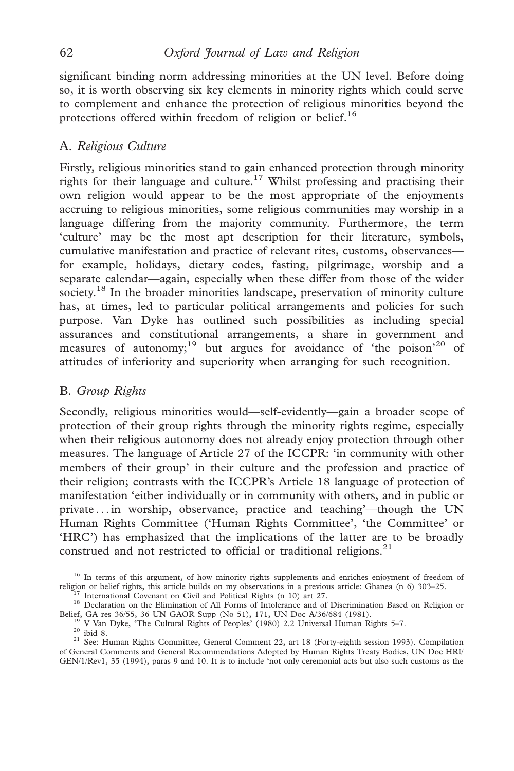significant binding norm addressing minorities at the UN level. Before doing so, it is worth observing six key elements in minority rights which could serve to complement and enhance the protection of religious minorities beyond the protections offered within freedom of religion or belief.[16]

### A. *Religious Culture*

Firstly, religious minorities stand to gain enhanced protection through minority rights for their language and culture.[17] Whilst professing and practising their own religion would appear to be the most appropriate of the enjoyments accruing to religious minorities, some religious communities may worship in a language differing from the majority community. Furthermore, the term 'culture' may be the most apt description for their literature, symbols, cumulative manifestation and practice of relevant rites, customs, observances—for example, holidays, dietary codes, fasting, pilgrimage, worship and a separate calendar—again, especially when these differ from those of the wider society.[18] In the broader minorities landscape, preservation of minority culture has, at times, led to particular political arrangements and policies for such purpose. Van Dyke has outlined such possibilities as including special assurances and constitutional arrangements, a share in government and measures of autonomy;[19] but argues for avoidance of 'the poison'[20] of attitudes of inferiority and superiority when arranging for such recognition.

### B. *Group Rights*

Secondly, religious minorities would—self-evidently—gain a broader scope of protection of their group rights through the minority rights regime, especially when their religious autonomy does not already enjoy protection through other measures. The language of Article 27 of the ICCPR: 'in community with other members of their group' in their culture and the profession and practice of their religion; contrasts with the ICCPR's Article 18 language of protection of manifestation 'either individually or in community with others, and in public or private ... in worship, observance, practice and teaching'—though the UN Human Rights Committee ('Human Rights Committee', 'the Committee' or 'HRC') has emphasized that the implications of the latter are to be broadly construed and not restricted to official or traditional religions.[21]

[16] In terms of this argument, of how minority rights supplements and enriches enjoyment of freedom of religion or belief rights, this article builds on my observations in a previous article: Ghanea (n 6) 303–25.

[17] International Covenant on Civil and Political Rights (n 10) art 27.

[18] Declaration on the Elimination of All Forms of Intolerance and of Discrimination Based on Religion or Belief, GA res 36/55, 36 UN GAOR Supp (No 51), 171, UN Doc A/36/684 (1981).

[19] V Van Dyke, 'The Cultural Rights of Peoples' (1980) 2.2 Universal Human Rights 5–7.

[20] ibid 8.

[21] See: Human Rights Committee, General Comment 22, art 18 (Forty-eighth session 1993). Compilation of General Comments and General Recommendations Adopted by Human Rights Treaty Bodies, UN Doc HRI/GEN/1/Rev1, 35 (1994), paras 9 and 10. It is to include 'not only ceremonial acts but also such customs as the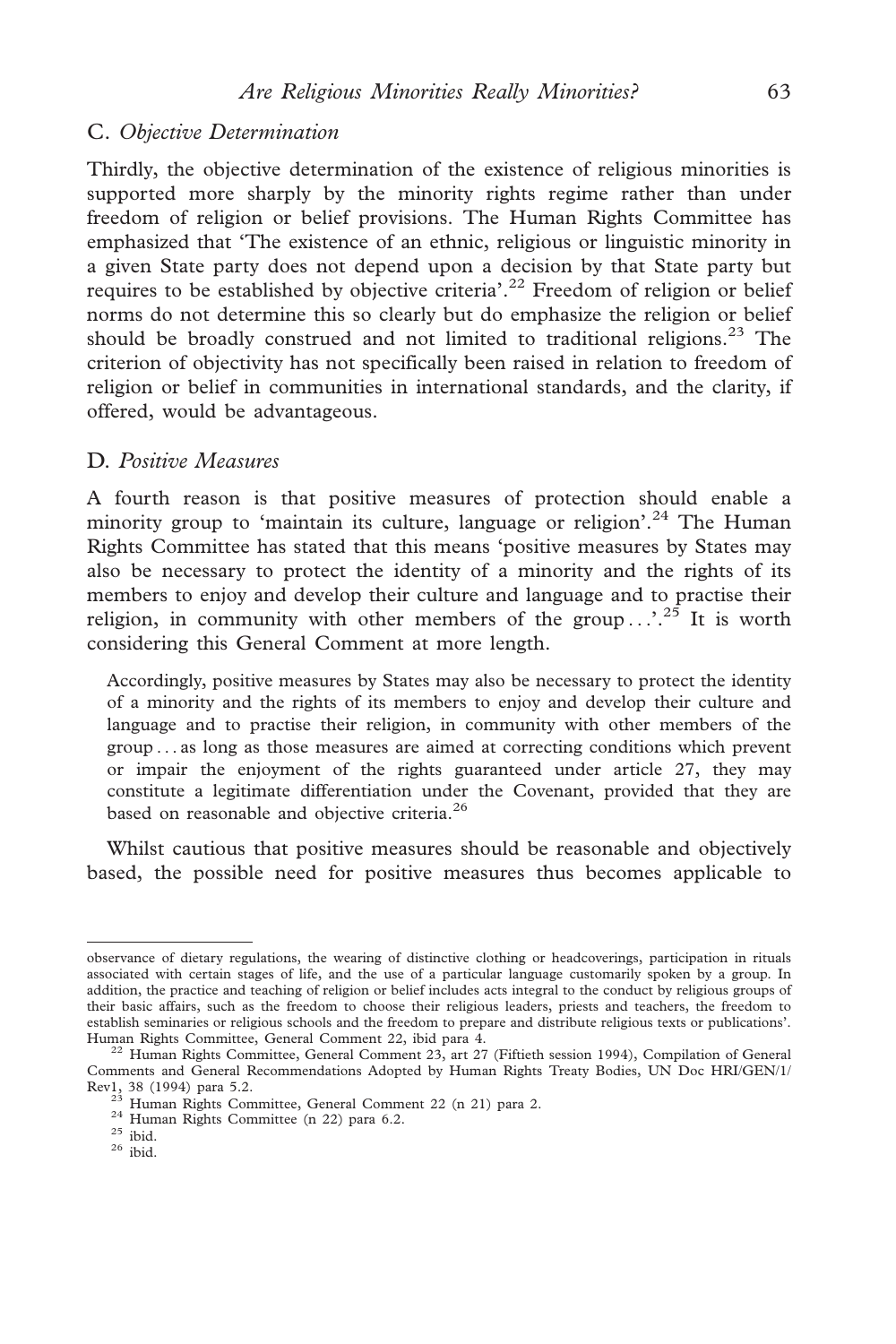### C. *Objective Determination*

Thirdly, the objective determination of the existence of religious minorities is supported more sharply by the minority rights regime rather than under freedom of religion or belief provisions. The Human Rights Committee has emphasized that 'The existence of an ethnic, religious or linguistic minority in a given State party does not depend upon a decision by that State party but requires to be established by objective criteria'.[22] Freedom of religion or belief norms do not determine this so clearly but do emphasize the religion or belief should be broadly construed and not limited to traditional religions.[23] The criterion of objectivity has not specifically been raised in relation to freedom of religion or belief in communities in international standards, and the clarity, if offered, would be advantageous.

### D. *Positive Measures*

A fourth reason is that positive measures of protection should enable a minority group to 'maintain its culture, language or religion'.[24] The Human Rights Committee has stated that this means 'positive measures by States may also be necessary to protect the identity of a minority and the rights of its members to enjoy and develop their culture and language and to practise their religion, in community with other members of the group . . .'.[25] It is worth considering this General Comment at more length.

> Accordingly, positive measures by States may also be necessary to protect the identity of a minority and the rights of its members to enjoy and develop their culture and language and to practise their religion, in community with other members of the group . . . as long as those measures are aimed at correcting conditions which prevent or impair the enjoyment of the rights guaranteed under article 27, they may constitute a legitimate differentiation under the Covenant, provided that they are based on reasonable and objective criteria.[26]

Whilst cautious that positive measures should be reasonable and objectively based, the possible need for positive measures thus becomes applicable to

---

observance of dietary regulations, the wearing of distinctive clothing or headcoverings, participation in rituals associated with certain stages of life, and the use of a particular language customarily spoken by a group. In addition, the practice and teaching of religion or belief includes acts integral to the conduct by religious groups of their basic affairs, such as the freedom to choose their religious leaders, priests and teachers, the freedom to establish seminaries or religious schools and the freedom to prepare and distribute religious texts or publications'. Human Rights Committee, General Comment 22, ibid para 4.

[22] Human Rights Committee, General Comment 23, art 27 (Fiftieth session 1994), Compilation of General Comments and General Recommendations Adopted by Human Rights Treaty Bodies, UN Doc HRI/GEN/1/Rev1, 38 (1994) para 5.2.

[23] Human Rights Committee, General Comment 22 (n 21) para 2.

[24] Human Rights Committee (n 22) para 6.2.

[25] ibid.

[26] ibid.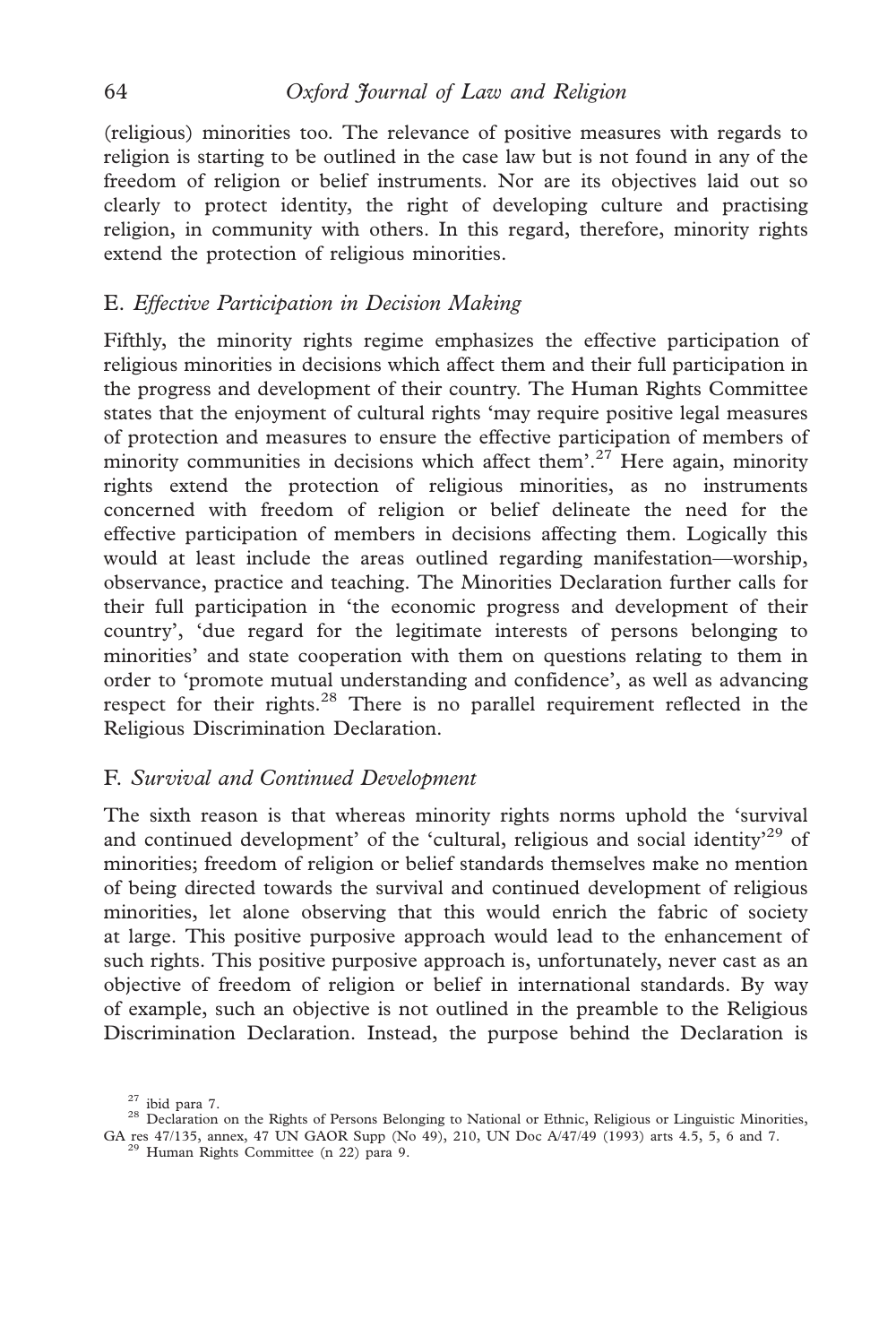(religious) minorities too. The relevance of positive measures with regards to religion is starting to be outlined in the case law but is not found in any of the freedom of religion or belief instruments. Nor are its objectives laid out so clearly to protect identity, the right of developing culture and practising religion, in community with others. In this regard, therefore, minority rights extend the protection of religious minorities.

## E. *Effective Participation in Decision Making*

Fifthly, the minority rights regime emphasizes the effective participation of religious minorities in decisions which affect them and their full participation in the progress and development of their country. The Human Rights Committee states that the enjoyment of cultural rights 'may require positive legal measures of protection and measures to ensure the effective participation of members of minority communities in decisions which affect them'.[27] Here again, minority rights extend the protection of religious minorities, as no instruments concerned with freedom of religion or belief delineate the need for the effective participation of members in decisions affecting them. Logically this would at least include the areas outlined regarding manifestation—worship, observance, practice and teaching. The Minorities Declaration further calls for their full participation in 'the economic progress and development of their country', 'due regard for the legitimate interests of persons belonging to minorities' and state cooperation with them on questions relating to them in order to 'promote mutual understanding and confidence', as well as advancing respect for their rights.[28] There is no parallel requirement reflected in the Religious Discrimination Declaration.

## F. *Survival and Continued Development*

The sixth reason is that whereas minority rights norms uphold the 'survival and continued development' of the 'cultural, religious and social identity'[29] of minorities; freedom of religion or belief standards themselves make no mention of being directed towards the survival and continued development of religious minorities, let alone observing that this would enrich the fabric of society at large. This positive purposive approach would lead to the enhancement of such rights. This positive purposive approach is, unfortunately, never cast as an objective of freedom of religion or belief in international standards. By way of example, such an objective is not outlined in the preamble to the Religious Discrimination Declaration. Instead, the purpose behind the Declaration is

[27] ibid para 7.

[28] Declaration on the Rights of Persons Belonging to National or Ethnic, Religious or Linguistic Minorities, GA res 47/135, annex, 47 UN GAOR Supp (No 49), 210, UN Doc A/47/49 (1993) arts 4.5, 5, 6 and 7.

[29] Human Rights Committee (n 22) para 9.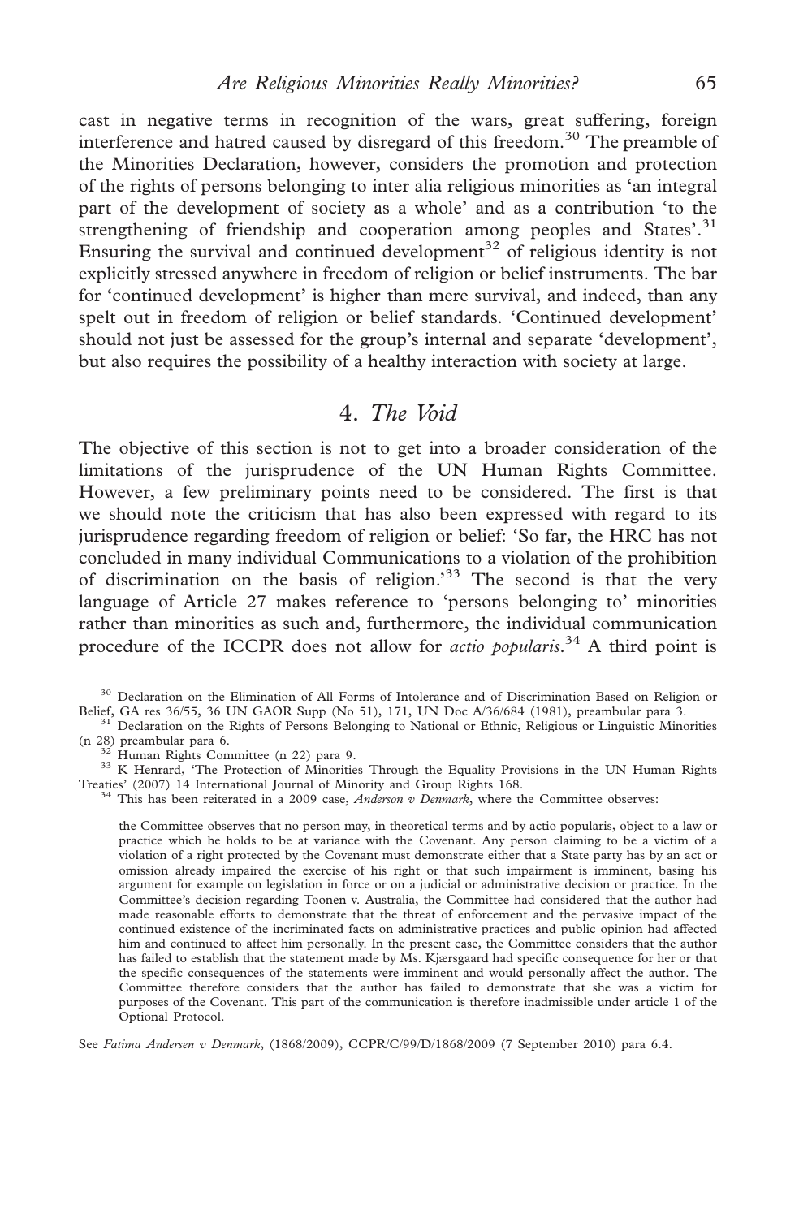cast in negative terms in recognition of the wars, great suffering, foreign interference and hatred caused by disregard of this freedom.[30] The preamble of the Minorities Declaration, however, considers the promotion and protection of the rights of persons belonging to inter alia religious minorities as 'an integral part of the development of society as a whole' and as a contribution 'to the strengthening of friendship and cooperation among peoples and States'.[31] Ensuring the survival and continued development[32] of religious identity is not explicitly stressed anywhere in freedom of religion or belief instruments. The bar for 'continued development' is higher than mere survival, and indeed, than any spelt out in freedom of religion or belief standards. 'Continued development' should not just be assessed for the group's internal and separate 'development', but also requires the possibility of a healthy interaction with society at large.

## 4. *The Void*

The objective of this section is not to get into a broader consideration of the limitations of the jurisprudence of the UN Human Rights Committee. However, a few preliminary points need to be considered. The first is that we should note the criticism that has also been expressed with regard to its jurisprudence regarding freedom of religion or belief: 'So far, the HRC has not concluded in many individual Communications to a violation of the prohibition of discrimination on the basis of religion.'[33] The second is that the very language of Article 27 makes reference to 'persons belonging to' minorities rather than minorities as such and, furthermore, the individual communication procedure of the ICCPR does not allow for *actio popularis*.[34] A third point is

---

[30] Declaration on the Elimination of All Forms of Intolerance and of Discrimination Based on Religion or Belief, GA res 36/55, 36 UN GAOR Supp (No 51), 171, UN Doc A/36/684 (1981), preambular para 3.

[31] Declaration on the Rights of Persons Belonging to National or Ethnic, Religious or Linguistic Minorities (n 28) preambular para 6.

[32] Human Rights Committee (n 22) para 9.

[33] K Henrard, 'The Protection of Minorities Through the Equality Provisions in the UN Human Rights Treaties' (2007) 14 International Journal of Minority and Group Rights 168.

[34] This has been reiterated in a 2009 case, *Anderson v Denmark*, where the Committee observes:

> the Committee observes that no person may, in theoretical terms and by actio popularis, object to a law or practice which he holds to be at variance with the Covenant. Any person claiming to be a victim of a violation of a right protected by the Covenant must demonstrate either that a State party has by an act or omission already impaired the exercise of his right or that such impairment is imminent, basing his argument for example on legislation in force or on a judicial or administrative decision or practice. In the Committee's decision regarding Toonen v. Australia, the Committee had considered that the author had made reasonable efforts to demonstrate that the threat of enforcement and the pervasive impact of the continued existence of the incriminated facts on administrative practices and public opinion had affected him and continued to affect him personally. In the present case, the Committee considers that the author has failed to establish that the statement made by Ms. Kjærsgaard had specific consequence for her or that the specific consequences of the statements were imminent and would personally affect the author. The Committee therefore considers that the author has failed to demonstrate that she was a victim for purposes of the Covenant. This part of the communication is therefore inadmissible under article 1 of the Optional Protocol.

See *Fatima Andersen v Denmark*, (1868/2009), CCPR/C/99/D/1868/2009 (7 September 2010) para 6.4.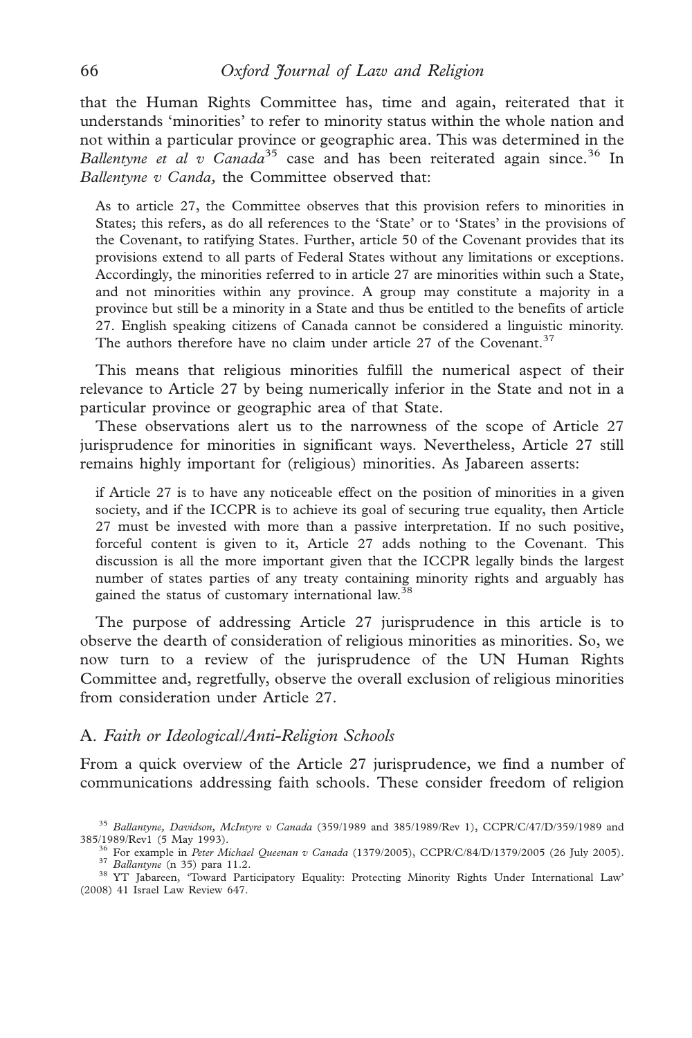that the Human Rights Committee has, time and again, reiterated that it understands 'minorities' to refer to minority status within the whole nation and not within a particular province or geographic area. This was determined in the *Ballentyne et al v Canada*[35] case and has been reiterated again since.[36] In *Ballentyne v Canda,* the Committee observed that:

> As to article 27, the Committee observes that this provision refers to minorities in States; this refers, as do all references to the 'State' or to 'States' in the provisions of the Covenant, to ratifying States. Further, article 50 of the Covenant provides that its provisions extend to all parts of Federal States without any limitations or exceptions. Accordingly, the minorities referred to in article 27 are minorities within such a State, and not minorities within any province. A group may constitute a majority in a province but still be a minority in a State and thus be entitled to the benefits of article 27. English speaking citizens of Canada cannot be considered a linguistic minority. The authors therefore have no claim under article 27 of the Covenant.[37]

This means that religious minorities fulfill the numerical aspect of their relevance to Article 27 by being numerically inferior in the State and not in a particular province or geographic area of that State.

These observations alert us to the narrowness of the scope of Article 27 jurisprudence for minorities in significant ways. Nevertheless, Article 27 still remains highly important for (religious) minorities. As Jabareen asserts:

> if Article 27 is to have any noticeable effect on the position of minorities in a given society, and if the ICCPR is to achieve its goal of securing true equality, then Article 27 must be invested with more than a passive interpretation. If no such positive, forceful content is given to it, Article 27 adds nothing to the Covenant. This discussion is all the more important given that the ICCPR legally binds the largest number of states parties of any treaty containing minority rights and arguably has gained the status of customary international law.[38]

The purpose of addressing Article 27 jurisprudence in this article is to observe the dearth of consideration of religious minorities as minorities. So, we now turn to a review of the jurisprudence of the UN Human Rights Committee and, regretfully, observe the overall exclusion of religious minorities from consideration under Article 27.

### A. *Faith or Ideological/Anti-Religion Schools*

From a quick overview of the Article 27 jurisprudence, we find a number of communications addressing faith schools. These consider freedom of religion

---

[35] *Ballantyne, Davidson, McIntyre v Canada* (359/1989 and 385/1989/Rev 1), CCPR/C/47/D/359/1989 and 385/1989/Rev1 (5 May 1993).

[36] For example in *Peter Michael Queenan v Canada* (1379/2005), CCPR/C/84/D/1379/2005 (26 July 2005).

[37] *Ballantyne* (n 35) para 11.2.

[38] YT Jabareen, 'Toward Participatory Equality: Protecting Minority Rights Under International Law' (2008) 41 Israel Law Review 647.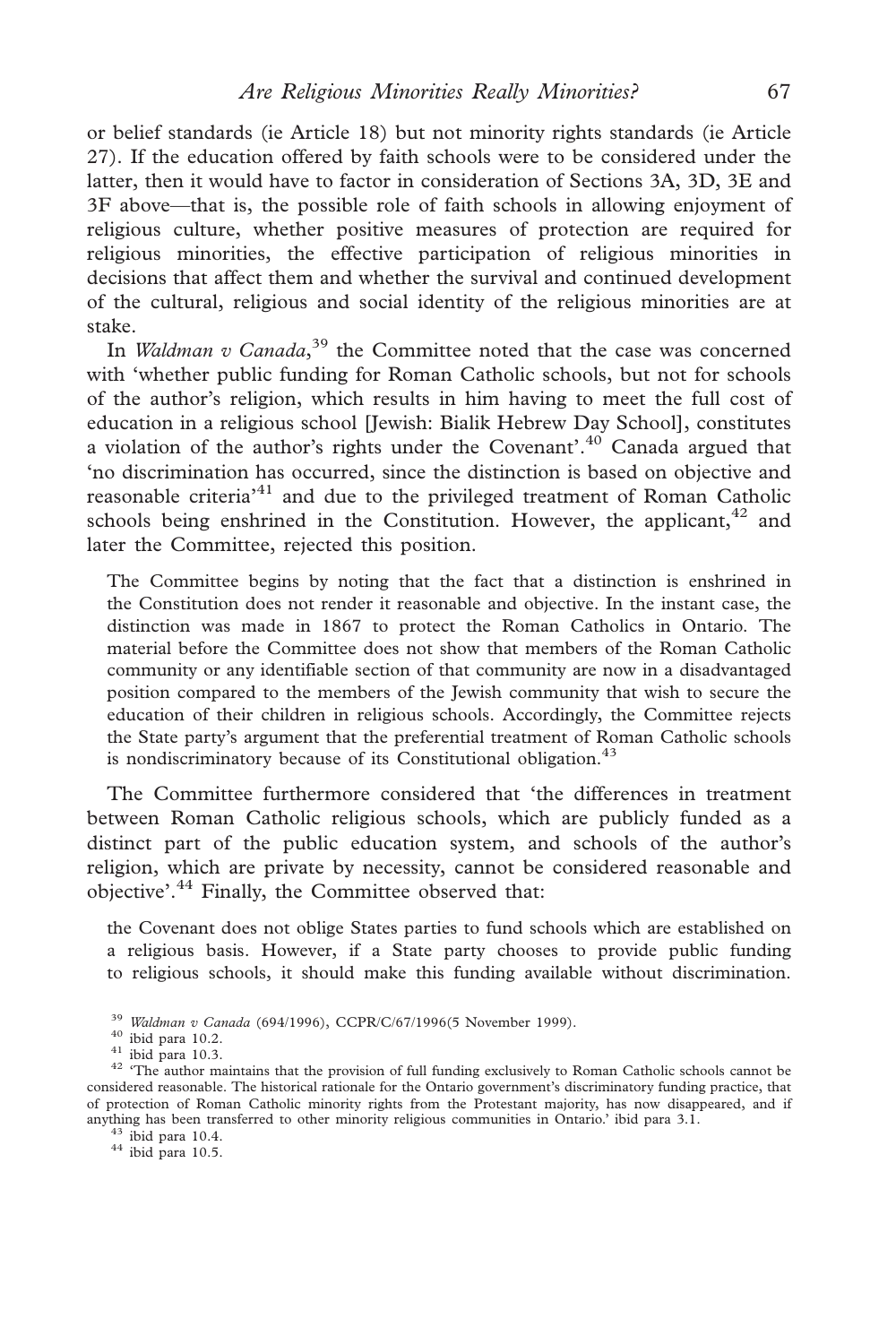or belief standards (ie Article 18) but not minority rights standards (ie Article 27). If the education offered by faith schools were to be considered under the latter, then it would have to factor in consideration of Sections 3A, 3D, 3E and 3F above—that is, the possible role of faith schools in allowing enjoyment of religious culture, whether positive measures of protection are required for religious minorities, the effective participation of religious minorities in decisions that affect them and whether the survival and continued development of the cultural, religious and social identity of the religious minorities are at stake.

In *Waldman v Canada*,[39] the Committee noted that the case was concerned with 'whether public funding for Roman Catholic schools, but not for schools of the author's religion, which results in him having to meet the full cost of education in a religious school [Jewish: Bialik Hebrew Day School], constitutes a violation of the author's rights under the Covenant'.[40] Canada argued that 'no discrimination has occurred, since the distinction is based on objective and reasonable criteria'[41] and due to the privileged treatment of Roman Catholic schools being enshrined in the Constitution. However, the applicant,[42] and later the Committee, rejected this position.

> The Committee begins by noting that the fact that a distinction is enshrined in the Constitution does not render it reasonable and objective. In the instant case, the distinction was made in 1867 to protect the Roman Catholics in Ontario. The material before the Committee does not show that members of the Roman Catholic community or any identifiable section of that community are now in a disadvantaged position compared to the members of the Jewish community that wish to secure the education of their children in religious schools. Accordingly, the Committee rejects the State party's argument that the preferential treatment of Roman Catholic schools is nondiscriminatory because of its Constitutional obligation.[43]

The Committee furthermore considered that 'the differences in treatment between Roman Catholic religious schools, which are publicly funded as a distinct part of the public education system, and schools of the author's religion, which are private by necessity, cannot be considered reasonable and objective'.[44] Finally, the Committee observed that:

> the Covenant does not oblige States parties to fund schools which are established on a religious basis. However, if a State party chooses to provide public funding to religious schools, it should make this funding available without discrimination.

[39] *Waldman v Canada* (694/1996), CCPR/C/67/1996(5 November 1999).

[40] ibid para 10.2.

[41] ibid para 10.3.

[42] 'The author maintains that the provision of full funding exclusively to Roman Catholic schools cannot be considered reasonable. The historical rationale for the Ontario government's discriminatory funding practice, that of protection of Roman Catholic minority rights from the Protestant majority, has now disappeared, and if anything has been transferred to other minority religious communities in Ontario.' ibid para 3.1.

[43] ibid para 10.4.

[44] ibid para 10.5.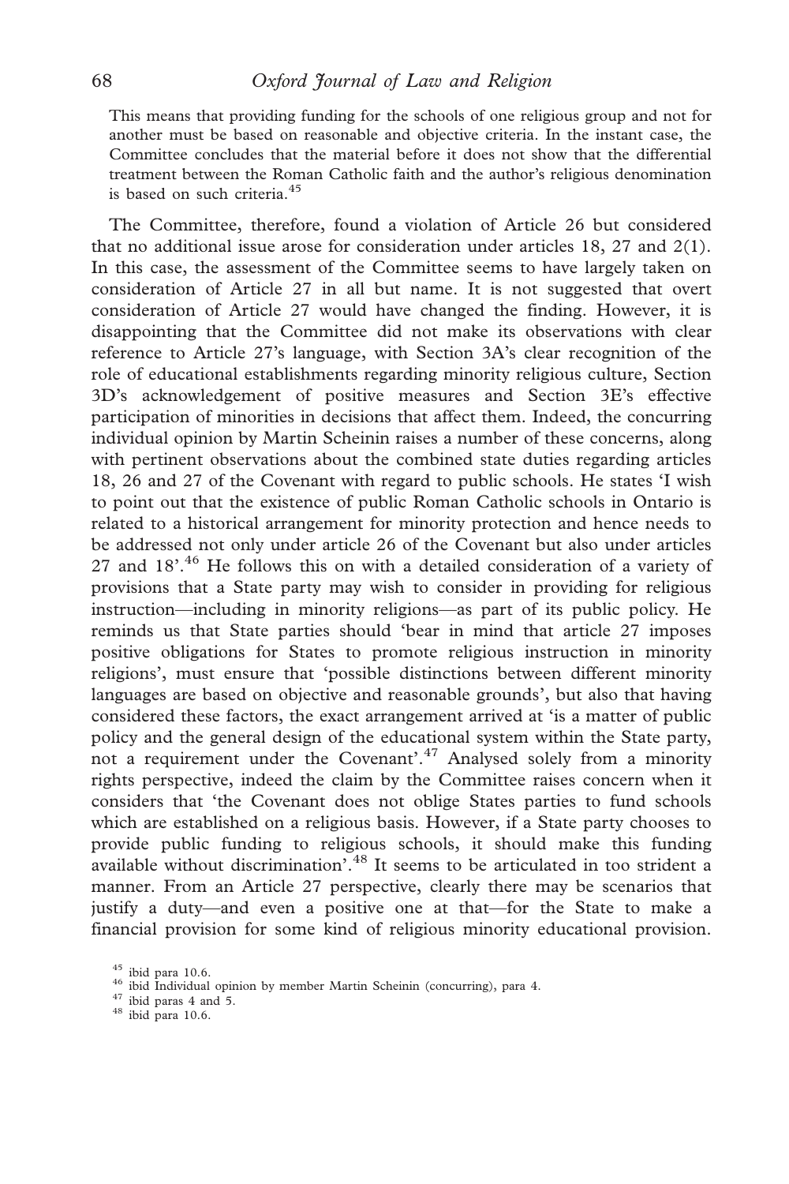> This means that providing funding for the schools of one religious group and not for another must be based on reasonable and objective criteria. In the instant case, the Committee concludes that the material before it does not show that the differential treatment between the Roman Catholic faith and the author's religious denomination is based on such criteria.[45]

The Committee, therefore, found a violation of Article 26 but considered that no additional issue arose for consideration under articles 18, 27 and 2(1). In this case, the assessment of the Committee seems to have largely taken on consideration of Article 27 in all but name. It is not suggested that overt consideration of Article 27 would have changed the finding. However, it is disappointing that the Committee did not make its observations with clear reference to Article 27's language, with Section 3A's clear recognition of the role of educational establishments regarding minority religious culture, Section 3D's acknowledgement of positive measures and Section 3E's effective participation of minorities in decisions that affect them. Indeed, the concurring individual opinion by Martin Scheinin raises a number of these concerns, along with pertinent observations about the combined state duties regarding articles 18, 26 and 27 of the Covenant with regard to public schools. He states 'I wish to point out that the existence of public Roman Catholic schools in Ontario is related to a historical arrangement for minority protection and hence needs to be addressed not only under article 26 of the Covenant but also under articles 27 and 18'.[46] He follows this on with a detailed consideration of a variety of provisions that a State party may wish to consider in providing for religious instruction—including in minority religions—as part of its public policy. He reminds us that State parties should 'bear in mind that article 27 imposes positive obligations for States to promote religious instruction in minority religions', must ensure that 'possible distinctions between different minority languages are based on objective and reasonable grounds', but also that having considered these factors, the exact arrangement arrived at 'is a matter of public policy and the general design of the educational system within the State party, not a requirement under the Covenant'.[47] Analysed solely from a minority rights perspective, indeed the claim by the Committee raises concern when it considers that 'the Covenant does not oblige States parties to fund schools which are established on a religious basis. However, if a State party chooses to provide public funding to religious schools, it should make this funding available without discrimination'.[48] It seems to be articulated in too strident a manner. From an Article 27 perspective, clearly there may be scenarios that justify a duty—and even a positive one at that—for the State to make a financial provision for some kind of religious minority educational provision.

[45] ibid para 10.6.

[46] ibid Individual opinion by member Martin Scheinin (concurring), para 4.

[47] ibid paras 4 and 5.

[48] ibid para 10.6.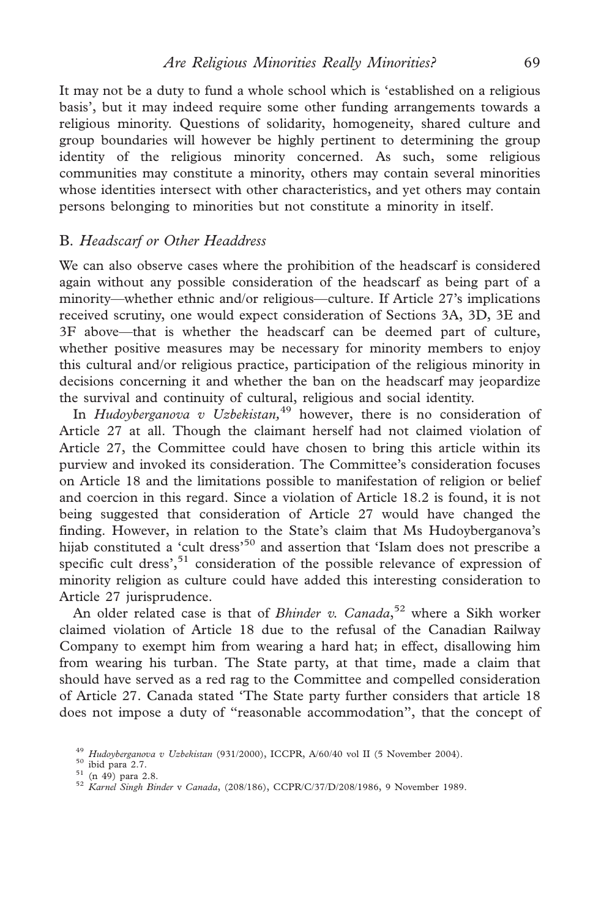It may not be a duty to fund a whole school which is 'established on a religious basis', but it may indeed require some other funding arrangements towards a religious minority. Questions of solidarity, homogeneity, shared culture and group boundaries will however be highly pertinent to determining the group identity of the religious minority concerned. As such, some religious communities may constitute a minority, others may contain several minorities whose identities intersect with other characteristics, and yet others may contain persons belonging to minorities but not constitute a minority in itself.

## B. *Headscarf or Other Headdress*

We can also observe cases where the prohibition of the headscarf is considered again without any possible consideration of the headscarf as being part of a minority—whether ethnic and/or religious—culture. If Article 27's implications received scrutiny, one would expect consideration of Sections 3A, 3D, 3E and 3F above—that is whether the headscarf can be deemed part of culture, whether positive measures may be necessary for minority members to enjoy this cultural and/or religious practice, participation of the religious minority in decisions concerning it and whether the ban on the headscarf may jeopardize the survival and continuity of cultural, religious and social identity.

In *Hudoyberganova v Uzbekistan*,[49] however, there is no consideration of Article 27 at all. Though the claimant herself had not claimed violation of Article 27, the Committee could have chosen to bring this article within its purview and invoked its consideration. The Committee's consideration focuses on Article 18 and the limitations possible to manifestation of religion or belief and coercion in this regard. Since a violation of Article 18.2 is found, it is not being suggested that consideration of Article 27 would have changed the finding. However, in relation to the State's claim that Ms Hudoyberganova's hijab constituted a 'cult dress'[50] and assertion that 'Islam does not prescribe a specific cult dress',[51] consideration of the possible relevance of expression of minority religion as culture could have added this interesting consideration to Article 27 jurisprudence.

An older related case is that of *Bhinder v. Canada*,[52] where a Sikh worker claimed violation of Article 18 due to the refusal of the Canadian Railway Company to exempt him from wearing a hard hat; in effect, disallowing him from wearing his turban. The State party, at that time, made a claim that should have served as a red rag to the Committee and compelled consideration of Article 27. Canada stated 'The State party further considers that article 18 does not impose a duty of "reasonable accommodation", that the concept of

[49] *Hudoyberganova v Uzbekistan* (931/2000), ICCPR, A/60/40 vol II (5 November 2004).

[50] ibid para 2.7.

[51] (n 49) para 2.8.

[52] *Karnel Singh Binder* v *Canada*, (208/186), CCPR/C/37/D/208/1986, 9 November 1989.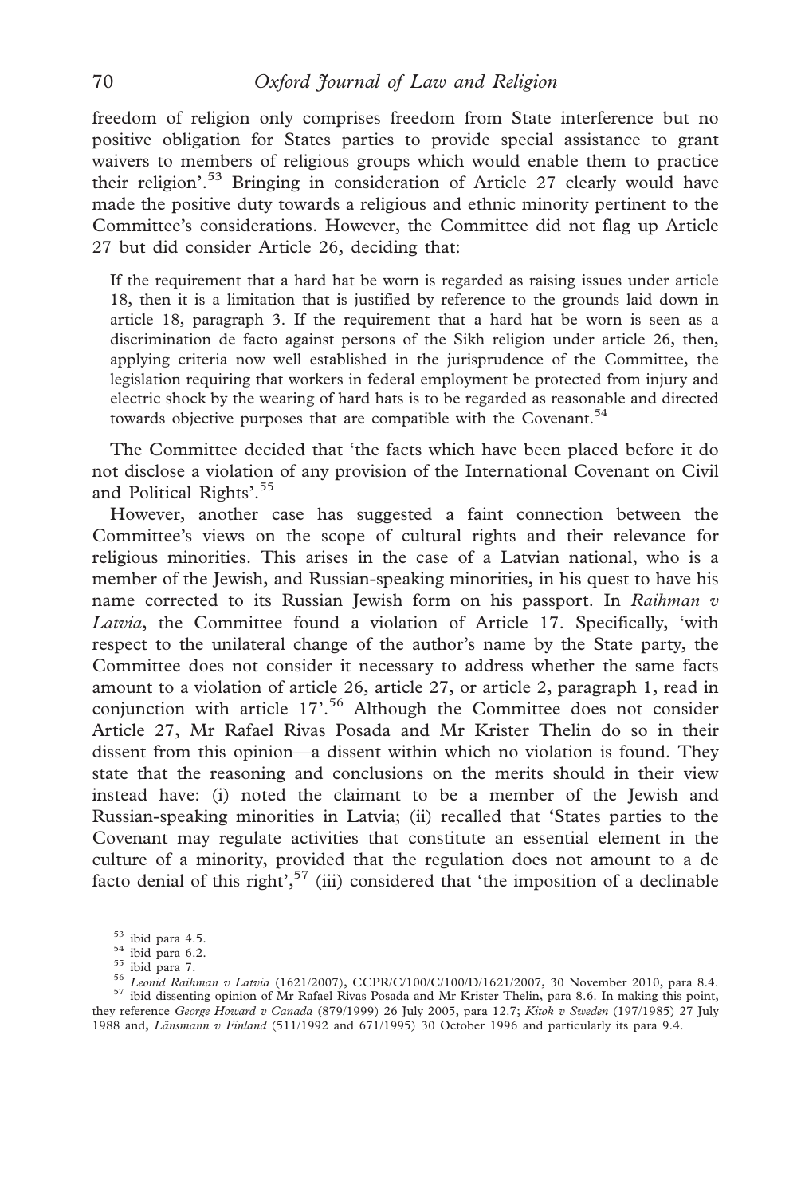freedom of religion only comprises freedom from State interference but no positive obligation for States parties to provide special assistance to grant waivers to members of religious groups which would enable them to practice their religion'.[53] Bringing in consideration of Article 27 clearly would have made the positive duty towards a religious and ethnic minority pertinent to the Committee's considerations. However, the Committee did not flag up Article 27 but did consider Article 26, deciding that:

> If the requirement that a hard hat be worn is regarded as raising issues under article 18, then it is a limitation that is justified by reference to the grounds laid down in article 18, paragraph 3. If the requirement that a hard hat be worn is seen as a discrimination de facto against persons of the Sikh religion under article 26, then, applying criteria now well established in the jurisprudence of the Committee, the legislation requiring that workers in federal employment be protected from injury and electric shock by the wearing of hard hats is to be regarded as reasonable and directed towards objective purposes that are compatible with the Covenant.[54]

The Committee decided that 'the facts which have been placed before it do not disclose a violation of any provision of the International Covenant on Civil and Political Rights'.[55]

However, another case has suggested a faint connection between the Committee's views on the scope of cultural rights and their relevance for religious minorities. This arises in the case of a Latvian national, who is a member of the Jewish, and Russian-speaking minorities, in his quest to have his name corrected to its Russian Jewish form on his passport. In *Raihman v Latvia*, the Committee found a violation of Article 17. Specifically, 'with respect to the unilateral change of the author's name by the State party, the Committee does not consider it necessary to address whether the same facts amount to a violation of article 26, article 27, or article 2, paragraph 1, read in conjunction with article 17'.[56] Although the Committee does not consider Article 27, Mr Rafael Rivas Posada and Mr Krister Thelin do so in their dissent from this opinion—a dissent within which no violation is found. They state that the reasoning and conclusions on the merits should in their view instead have: (i) noted the claimant to be a member of the Jewish and Russian-speaking minorities in Latvia; (ii) recalled that 'States parties to the Covenant may regulate activities that constitute an essential element in the culture of a minority, provided that the regulation does not amount to a de facto denial of this right',[57] (iii) considered that 'the imposition of a declinable

[53] ibid para 4.5.

[54] ibid para 6.2.

[55] ibid para 7.

[56] *Leonid Raihman v Latvia* (1621/2007), CCPR/C/100/C/100/D/1621/2007, 30 November 2010, para 8.4.

[57] ibid dissenting opinion of Mr Rafael Rivas Posada and Mr Krister Thelin, para 8.6. In making this point, they reference *George Howard v Canada* (879/1999) 26 July 2005, para 12.7; *Kitok v Sweden* (197/1985) 27 July 1988 and, *Länsmann v Finland* (511/1992 and 671/1995) 30 October 1996 and particularly its para 9.4.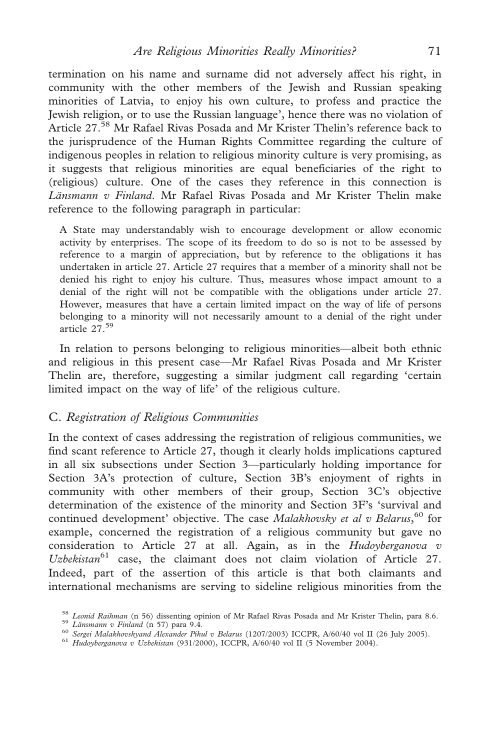termination on his name and surname did not adversely affect his right, in community with the other members of the Jewish and Russian speaking minorities of Latvia, to enjoy his own culture, to profess and practice the Jewish religion, or to use the Russian language', hence there was no violation of Article 27.[58] Mr Rafael Rivas Posada and Mr Krister Thelin's reference back to the jurisprudence of the Human Rights Committee regarding the culture of indigenous peoples in relation to religious minority culture is very promising, as it suggests that religious minorities are equal beneficiaries of the right to (religious) culture. One of the cases they reference in this connection is *Länsmann v Finland*. Mr Rafael Rivas Posada and Mr Krister Thelin make reference to the following paragraph in particular:

> A State may understandably wish to encourage development or allow economic activity by enterprises. The scope of its freedom to do so is not to be assessed by reference to a margin of appreciation, but by reference to the obligations it has undertaken in article 27. Article 27 requires that a member of a minority shall not be denied his right to enjoy his culture. Thus, measures whose impact amount to a denial of the right will not be compatible with the obligations under article 27. However, measures that have a certain limited impact on the way of life of persons belonging to a minority will not necessarily amount to a denial of the right under article 27.[59]

In relation to persons belonging to religious minorities—albeit both ethnic and religious in this present case—Mr Rafael Rivas Posada and Mr Krister Thelin are, therefore, suggesting a similar judgment call regarding 'certain limited impact on the way of life' of the religious culture.

## C. *Registration of Religious Communities*

In the context of cases addressing the registration of religious communities, we find scant reference to Article 27, though it clearly holds implications captured in all six subsections under Section 3—particularly holding importance for Section 3A's protection of culture, Section 3B's enjoyment of rights in community with other members of their group, Section 3C's objective determination of the existence of the minority and Section 3F's 'survival and continued development' objective. The case *Malakhovsky et al v Belarus*,[60] for example, concerned the registration of a religious community but gave no consideration to Article 27 at all. Again, as in the *Hudoyberganova v Uzbekistan*[61] case, the claimant does not claim violation of Article 27. Indeed, part of the assertion of this article is that both claimants and international mechanisms are serving to sideline religious minorities from the

[58] *Leonid Raihman* (n 56) dissenting opinion of Mr Rafael Rivas Posada and Mr Krister Thelin, para 8.6.

[59] *Länsmann v Finland* (n 57) para 9.4.

[60] *Sergei Malakhovskyand Alexander Pikul v Belarus* (1207/2003) ICCPR, A/60/40 vol II (26 July 2005).

[61] *Hudoyberganova v Uzbekistan* (931/2000), ICCPR, A/60/40 vol II (5 November 2004).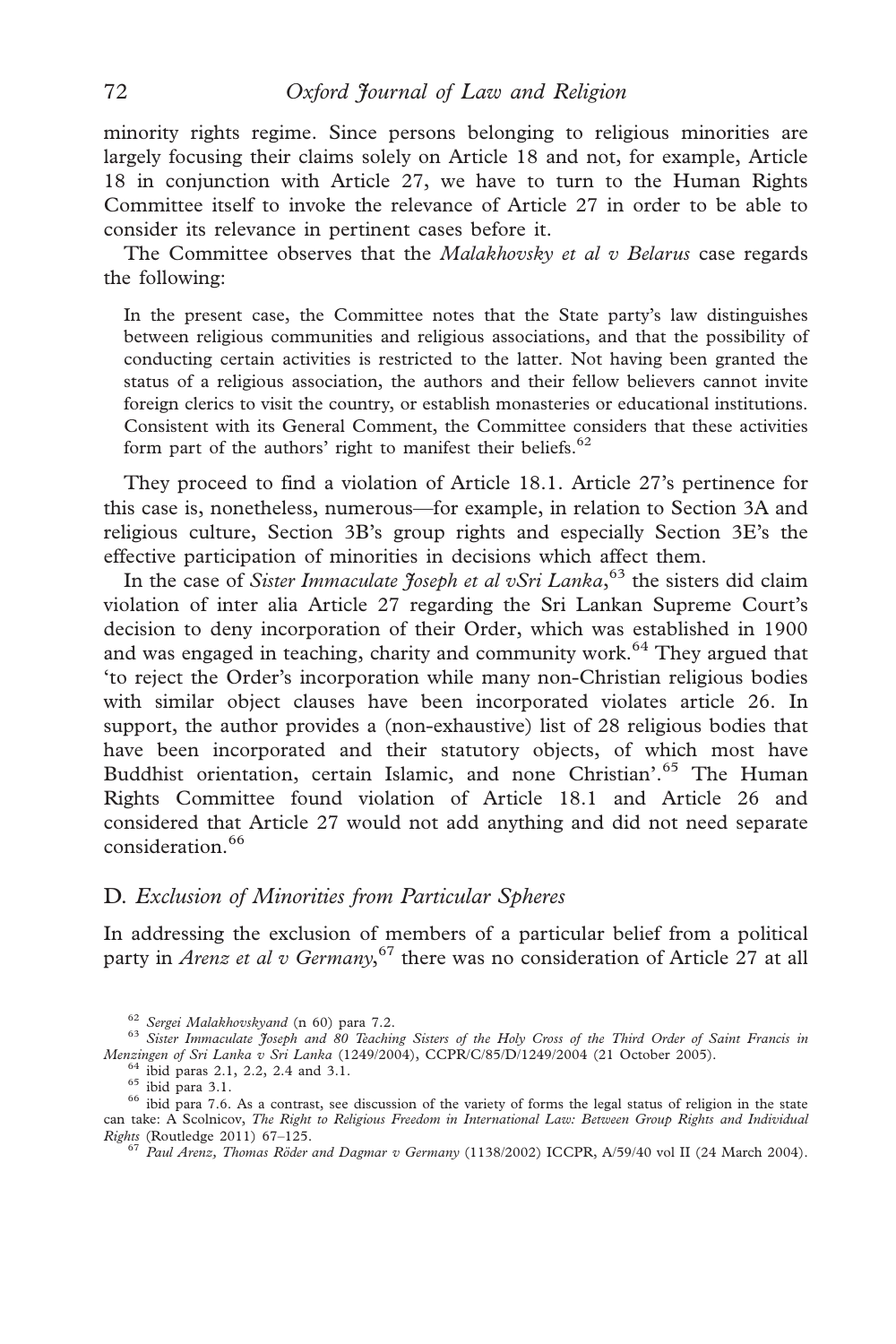minority rights regime. Since persons belonging to religious minorities are largely focusing their claims solely on Article 18 and not, for example, Article 18 in conjunction with Article 27, we have to turn to the Human Rights Committee itself to invoke the relevance of Article 27 in order to be able to consider its relevance in pertinent cases before it.

The Committee observes that the *Malakhovsky et al v Belarus* case regards the following:

> In the present case, the Committee notes that the State party's law distinguishes between religious communities and religious associations, and that the possibility of conducting certain activities is restricted to the latter. Not having been granted the status of a religious association, the authors and their fellow believers cannot invite foreign clerics to visit the country, or establish monasteries or educational institutions. Consistent with its General Comment, the Committee considers that these activities form part of the authors' right to manifest their beliefs.[62]

They proceed to find a violation of Article 18.1. Article 27's pertinence for this case is, nonetheless, numerous—for example, in relation to Section 3A and religious culture, Section 3B's group rights and especially Section 3E's the effective participation of minorities in decisions which affect them.

In the case of *Sister Immaculate Joseph et al vSri Lanka*,[63] the sisters did claim violation of inter alia Article 27 regarding the Sri Lankan Supreme Court's decision to deny incorporation of their Order, which was established in 1900 and was engaged in teaching, charity and community work.[64] They argued that 'to reject the Order's incorporation while many non-Christian religious bodies with similar object clauses have been incorporated violates article 26. In support, the author provides a (non-exhaustive) list of 28 religious bodies that have been incorporated and their statutory objects, of which most have Buddhist orientation, certain Islamic, and none Christian'.[65] The Human Rights Committee found violation of Article 18.1 and Article 26 and considered that Article 27 would not add anything and did not need separate consideration.[66]

## D. *Exclusion of Minorities from Particular Spheres*

In addressing the exclusion of members of a particular belief from a political party in *Arenz et al v Germany*,[67] there was no consideration of Article 27 at all

---

[62] *Sergei Malakhovskyand* (n 60) para 7.2.

[63] *Sister Immaculate Joseph and 80 Teaching Sisters of the Holy Cross of the Third Order of Saint Francis in Menzingen of Sri Lanka v Sri Lanka* (1249/2004), CCPR/C/85/D/1249/2004 (21 October 2005).

[64] ibid paras 2.1, 2.2, 2.4 and 3.1.

[65] ibid para 3.1.

[66] ibid para 7.6. As a contrast, see discussion of the variety of forms the legal status of religion in the state can take: A Scolnicov, *The Right to Religious Freedom in International Law: Between Group Rights and Individual Rights* (Routledge 2011) 67–125.

[67] *Paul Arenz, Thomas Röder and Dagmar v Germany* (1138/2002) ICCPR, A/59/40 vol II (24 March 2004).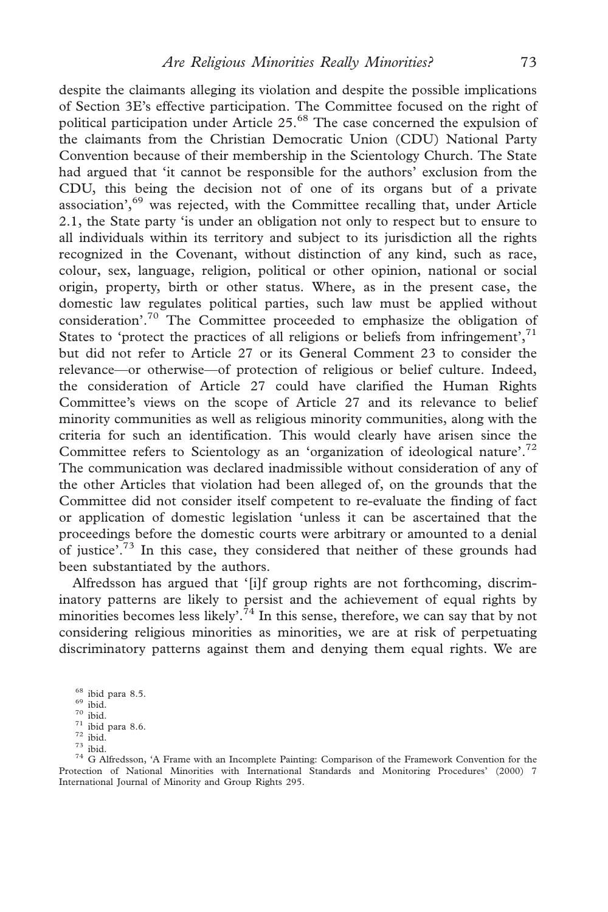despite the claimants alleging its violation and despite the possible implications of Section 3E's effective participation. The Committee focused on the right of political participation under Article 25.[68] The case concerned the expulsion of the claimants from the Christian Democratic Union (CDU) National Party Convention because of their membership in the Scientology Church. The State had argued that 'it cannot be responsible for the authors' exclusion from the CDU, this being the decision not of one of its organs but of a private association',[69] was rejected, with the Committee recalling that, under Article 2.1, the State party 'is under an obligation not only to respect but to ensure to all individuals within its territory and subject to its jurisdiction all the rights recognized in the Covenant, without distinction of any kind, such as race, colour, sex, language, religion, political or other opinion, national or social origin, property, birth or other status. Where, as in the present case, the domestic law regulates political parties, such law must be applied without consideration'.[70] The Committee proceeded to emphasize the obligation of States to 'protect the practices of all religions or beliefs from infringement',[71] but did not refer to Article 27 or its General Comment 23 to consider the relevance—or otherwise—of protection of religious or belief culture. Indeed, the consideration of Article 27 could have clarified the Human Rights Committee's views on the scope of Article 27 and its relevance to belief minority communities as well as religious minority communities, along with the criteria for such an identification. This would clearly have arisen since the Committee refers to Scientology as an 'organization of ideological nature'.[72] The communication was declared inadmissible without consideration of any of the other Articles that violation had been alleged of, on the grounds that the Committee did not consider itself competent to re-evaluate the finding of fact or application of domestic legislation 'unless it can be ascertained that the proceedings before the domestic courts were arbitrary or amounted to a denial of justice'.[73] In this case, they considered that neither of these grounds had been substantiated by the authors.

Alfredsson has argued that '[i]f group rights are not forthcoming, discriminatory patterns are likely to persist and the achievement of equal rights by minorities becomes less likely'.[74] In this sense, therefore, we can say that by not considering religious minorities as minorities, we are at risk of perpetuating discriminatory patterns against them and denying them equal rights. We are

[68] ibid para 8.5.

[69] ibid.

[70] ibid.

[71] ibid para 8.6.

[72] ibid.

[73] ibid.

[74] G Alfredsson, 'A Frame with an Incomplete Painting: Comparison of the Framework Convention for the Protection of National Minorities with International Standards and Monitoring Procedures' (2000) 7 International Journal of Minority and Group Rights 295.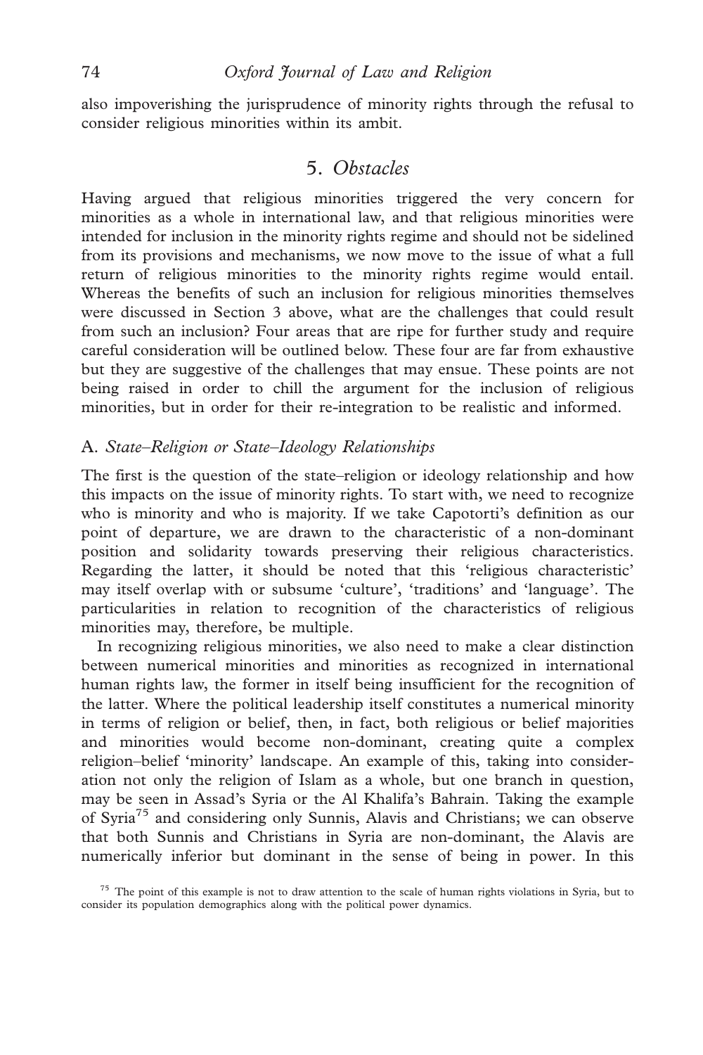also impoverishing the jurisprudence of minority rights through the refusal to consider religious minorities within its ambit.

## 5. *Obstacles*

Having argued that religious minorities triggered the very concern for minorities as a whole in international law, and that religious minorities were intended for inclusion in the minority rights regime and should not be sidelined from its provisions and mechanisms, we now move to the issue of what a full return of religious minorities to the minority rights regime would entail. Whereas the benefits of such an inclusion for religious minorities themselves were discussed in Section 3 above, what are the challenges that could result from such an inclusion? Four areas that are ripe for further study and require careful consideration will be outlined below. These four are far from exhaustive but they are suggestive of the challenges that may ensue. These points are not being raised in order to chill the argument for the inclusion of religious minorities, but in order for their re-integration to be realistic and informed.

### A. *State–Religion or State–Ideology Relationships*

The first is the question of the state–religion or ideology relationship and how this impacts on the issue of minority rights. To start with, we need to recognize who is minority and who is majority. If we take Capotorti's definition as our point of departure, we are drawn to the characteristic of a non-dominant position and solidarity towards preserving their religious characteristics. Regarding the latter, it should be noted that this 'religious characteristic' may itself overlap with or subsume 'culture', 'traditions' and 'language'. The particularities in relation to recognition of the characteristics of religious minorities may, therefore, be multiple.

In recognizing religious minorities, we also need to make a clear distinction between numerical minorities and minorities as recognized in international human rights law, the former in itself being insufficient for the recognition of the latter. Where the political leadership itself constitutes a numerical minority in terms of religion or belief, then, in fact, both religious or belief majorities and minorities would become non-dominant, creating quite a complex religion–belief 'minority' landscape. An example of this, taking into consideration not only the religion of Islam as a whole, but one branch in question, may be seen in Assad's Syria or the Al Khalifa's Bahrain. Taking the example of Syria[75] and considering only Sunnis, Alavis and Christians; we can observe that both Sunnis and Christians in Syria are non-dominant, the Alavis are numerically inferior but dominant in the sense of being in power. In this

[75] The point of this example is not to draw attention to the scale of human rights violations in Syria, but to consider its population demographics along with the political power dynamics.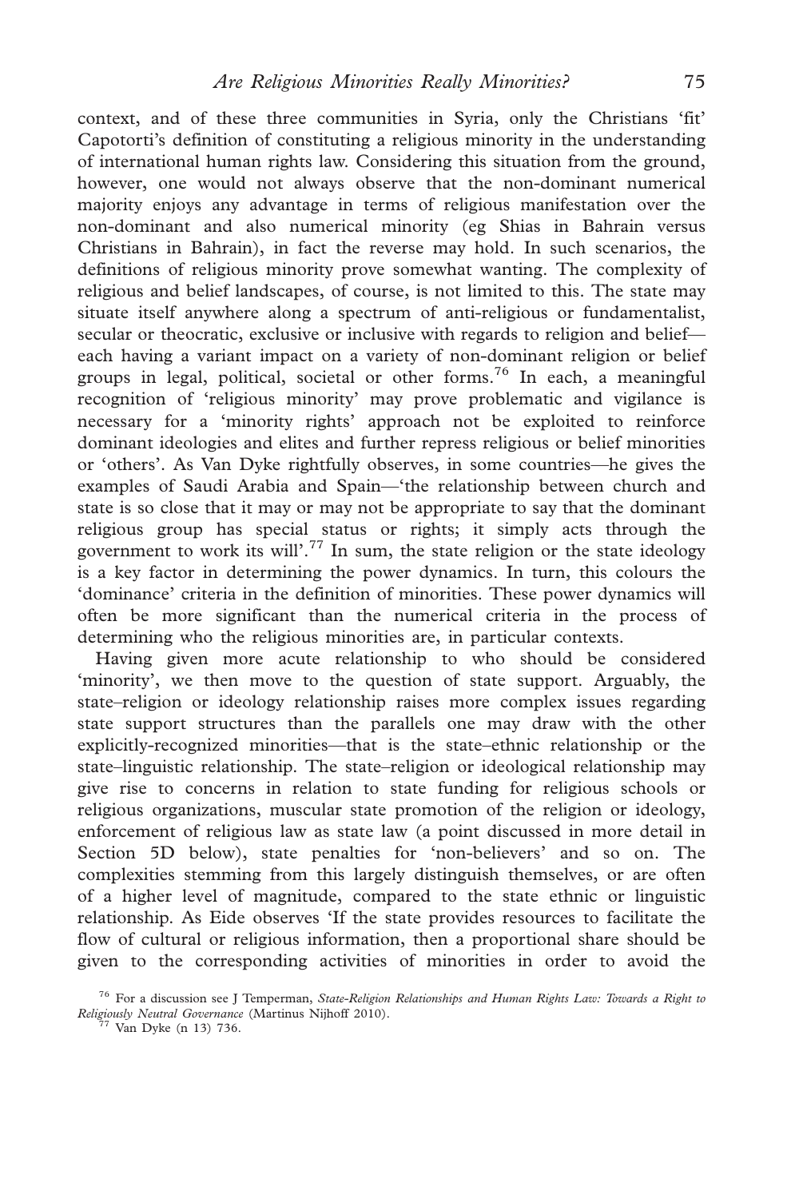context, and of these three communities in Syria, only the Christians 'fit' Capotorti's definition of constituting a religious minority in the understanding of international human rights law. Considering this situation from the ground, however, one would not always observe that the non-dominant numerical majority enjoys any advantage in terms of religious manifestation over the non-dominant and also numerical minority (eg Shias in Bahrain versus Christians in Bahrain), in fact the reverse may hold. In such scenarios, the definitions of religious minority prove somewhat wanting. The complexity of religious and belief landscapes, of course, is not limited to this. The state may situate itself anywhere along a spectrum of anti-religious or fundamentalist, secular or theocratic, exclusive or inclusive with regards to religion and belief—each having a variant impact on a variety of non-dominant religion or belief groups in legal, political, societal or other forms.[76] In each, a meaningful recognition of 'religious minority' may prove problematic and vigilance is necessary for a 'minority rights' approach not be exploited to reinforce dominant ideologies and elites and further repress religious or belief minorities or 'others'. As Van Dyke rightfully observes, in some countries—he gives the examples of Saudi Arabia and Spain—'the relationship between church and state is so close that it may or may not be appropriate to say that the dominant religious group has special status or rights; it simply acts through the government to work its will'.[77] In sum, the state religion or the state ideology is a key factor in determining the power dynamics. In turn, this colours the 'dominance' criteria in the definition of minorities. These power dynamics will often be more significant than the numerical criteria in the process of determining who the religious minorities are, in particular contexts.

Having given more acute relationship to who should be considered 'minority', we then move to the question of state support. Arguably, the state–religion or ideology relationship raises more complex issues regarding state support structures than the parallels one may draw with the other explicitly-recognized minorities—that is the state–ethnic relationship or the state–linguistic relationship. The state–religion or ideological relationship may give rise to concerns in relation to state funding for religious schools or religious organizations, muscular state promotion of the religion or ideology, enforcement of religious law as state law (a point discussed in more detail in Section 5D below), state penalties for 'non-believers' and so on. The complexities stemming from this largely distinguish themselves, or are often of a higher level of magnitude, compared to the state ethnic or linguistic relationship. As Eide observes 'If the state provides resources to facilitate the flow of cultural or religious information, then a proportional share should be given to the corresponding activities of minorities in order to avoid the

[76] For a discussion see J Temperman, *State-Religion Relationships and Human Rights Law: Towards a Right to Religiously Neutral Governance* (Martinus Nijhoff 2010).

[77] Van Dyke (n 13) 736.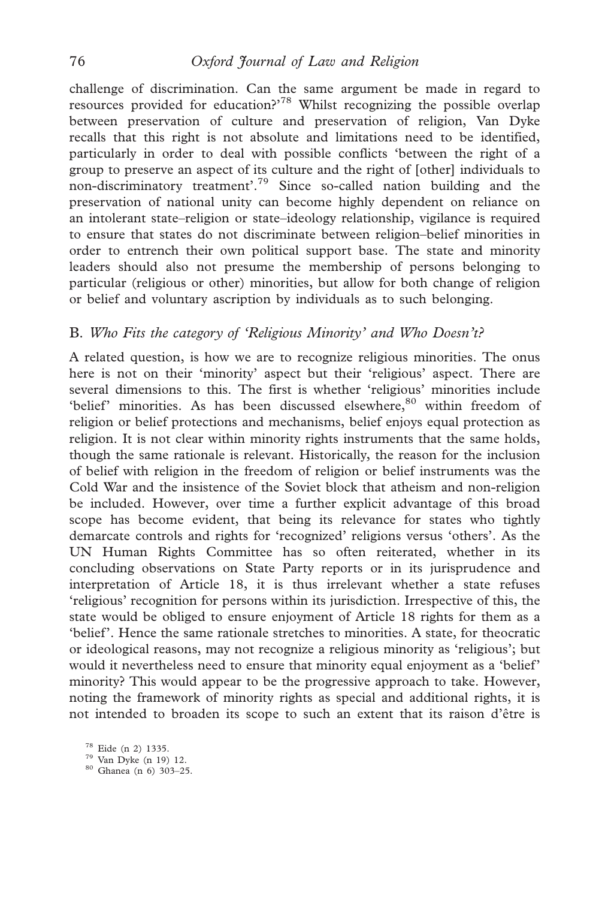challenge of discrimination. Can the same argument be made in regard to resources provided for education?'[78] Whilst recognizing the possible overlap between preservation of culture and preservation of religion, Van Dyke recalls that this right is not absolute and limitations need to be identified, particularly in order to deal with possible conflicts 'between the right of a group to preserve an aspect of its culture and the right of [other] individuals to non-discriminatory treatment'.[79] Since so-called nation building and the preservation of national unity can become highly dependent on reliance on an intolerant state–religion or state–ideology relationship, vigilance is required to ensure that states do not discriminate between religion–belief minorities in order to entrench their own political support base. The state and minority leaders should also not presume the membership of persons belonging to particular (religious or other) minorities, but allow for both change of religion or belief and voluntary ascription by individuals as to such belonging.

## B. *Who Fits the category of 'Religious Minority' and Who Doesn't?*

A related question, is how we are to recognize religious minorities. The onus here is not on their 'minority' aspect but their 'religious' aspect. There are several dimensions to this. The first is whether 'religious' minorities include 'belief' minorities. As has been discussed elsewhere,[80] within freedom of religion or belief protections and mechanisms, belief enjoys equal protection as religion. It is not clear within minority rights instruments that the same holds, though the same rationale is relevant. Historically, the reason for the inclusion of belief with religion in the freedom of religion or belief instruments was the Cold War and the insistence of the Soviet block that atheism and non-religion be included. However, over time a further explicit advantage of this broad scope has become evident, that being its relevance for states who tightly demarcate controls and rights for 'recognized' religions versus 'others'. As the UN Human Rights Committee has so often reiterated, whether in its concluding observations on State Party reports or in its jurisprudence and interpretation of Article 18, it is thus irrelevant whether a state refuses 'religious' recognition for persons within its jurisdiction. Irrespective of this, the state would be obliged to ensure enjoyment of Article 18 rights for them as a 'belief'. Hence the same rationale stretches to minorities. A state, for theocratic or ideological reasons, may not recognize a religious minority as 'religious'; but would it nevertheless need to ensure that minority equal enjoyment as a 'belief' minority? This would appear to be the progressive approach to take. However, noting the framework of minority rights as special and additional rights, it is not intended to broaden its scope to such an extent that its raison d'être is

[78] Eide (n 2) 1335.

[79] Van Dyke (n 19) 12.

[80] Ghanea (n 6) 303–25.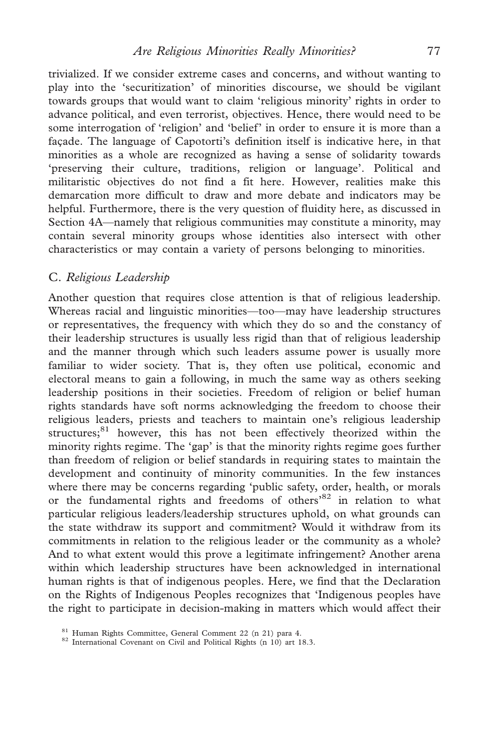trivialized. If we consider extreme cases and concerns, and without wanting to play into the 'securitization' of minorities discourse, we should be vigilant towards groups that would want to claim 'religious minority' rights in order to advance political, and even terrorist, objectives. Hence, there would need to be some interrogation of 'religion' and 'belief' in order to ensure it is more than a façade. The language of Capotorti's definition itself is indicative here, in that minorities as a whole are recognized as having a sense of solidarity towards 'preserving their culture, traditions, religion or language'. Political and militaristic objectives do not find a fit here. However, realities make this demarcation more difficult to draw and more debate and indicators may be helpful. Furthermore, there is the very question of fluidity here, as discussed in Section 4A—namely that religious communities may constitute a minority, may contain several minority groups whose identities also intersect with other characteristics or may contain a variety of persons belonging to minorities.

## C. *Religious Leadership*

Another question that requires close attention is that of religious leadership. Whereas racial and linguistic minorities—too—may have leadership structures or representatives, the frequency with which they do so and the constancy of their leadership structures is usually less rigid than that of religious leadership and the manner through which such leaders assume power is usually more familiar to wider society. That is, they often use political, economic and electoral means to gain a following, in much the same way as others seeking leadership positions in their societies. Freedom of religion or belief human rights standards have soft norms acknowledging the freedom to choose their religious leaders, priests and teachers to maintain one's religious leadership structures;[81] however, this has not been effectively theorized within the minority rights regime. The 'gap' is that the minority rights regime goes further than freedom of religion or belief standards in requiring states to maintain the development and continuity of minority communities. In the few instances where there may be concerns regarding 'public safety, order, health, or morals or the fundamental rights and freedoms of others'[82] in relation to what particular religious leaders/leadership structures uphold, on what grounds can the state withdraw its support and commitment? Would it withdraw from its commitments in relation to the religious leader or the community as a whole? And to what extent would this prove a legitimate infringement? Another arena within which leadership structures have been acknowledged in international human rights is that of indigenous peoples. Here, we find that the Declaration on the Rights of Indigenous Peoples recognizes that 'Indigenous peoples have the right to participate in decision-making in matters which would affect their

[81] Human Rights Committee, General Comment 22 (n 21) para 4.

[82] International Covenant on Civil and Political Rights (n 10) art 18.3.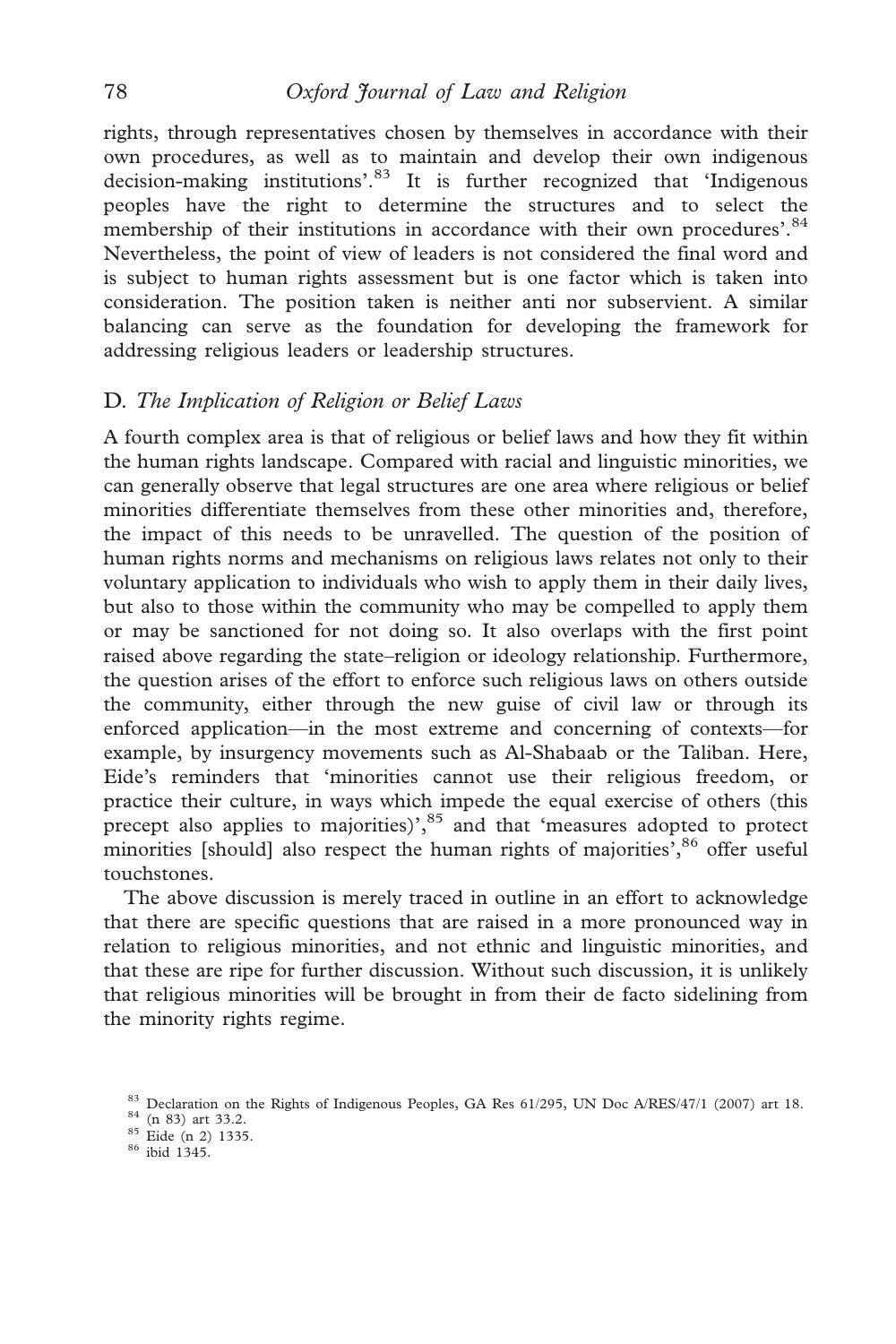rights, through representatives chosen by themselves in accordance with their own procedures, as well as to maintain and develop their own indigenous decision-making institutions'.[83] It is further recognized that 'Indigenous peoples have the right to determine the structures and to select the membership of their institutions in accordance with their own procedures'.[84] Nevertheless, the point of view of leaders is not considered the final word and is subject to human rights assessment but is one factor which is taken into consideration. The position taken is neither anti nor subservient. A similar balancing can serve as the foundation for developing the framework for addressing religious leaders or leadership structures.

## D. *The Implication of Religion or Belief Laws*

A fourth complex area is that of religious or belief laws and how they fit within the human rights landscape. Compared with racial and linguistic minorities, we can generally observe that legal structures are one area where religious or belief minorities differentiate themselves from these other minorities and, therefore, the impact of this needs to be unravelled. The question of the position of human rights norms and mechanisms on religious laws relates not only to their voluntary application to individuals who wish to apply them in their daily lives, but also to those within the community who may be compelled to apply them or may be sanctioned for not doing so. It also overlaps with the first point raised above regarding the state–religion or ideology relationship. Furthermore, the question arises of the effort to enforce such religious laws on others outside the community, either through the new guise of civil law or through its enforced application—in the most extreme and concerning of contexts—for example, by insurgency movements such as Al-Shabaab or the Taliban. Here, Eide's reminders that 'minorities cannot use their religious freedom, or practice their culture, in ways which impede the equal exercise of others (this precept also applies to majorities)',[85] and that 'measures adopted to protect minorities [should] also respect the human rights of majorities',[86] offer useful touchstones.

The above discussion is merely traced in outline in an effort to acknowledge that there are specific questions that are raised in a more pronounced way in relation to religious minorities, and not ethnic and linguistic minorities, and that these are ripe for further discussion. Without such discussion, it is unlikely that religious minorities will be brought in from their de facto sidelining from the minority rights regime.

[83] Declaration on the Rights of Indigenous Peoples, GA Res 61/295, UN Doc A/RES/47/1 (2007) art 18.
[84] (n 83) art 33.2.
[85] Eide (n 2) 1335.
[86] ibid 1345.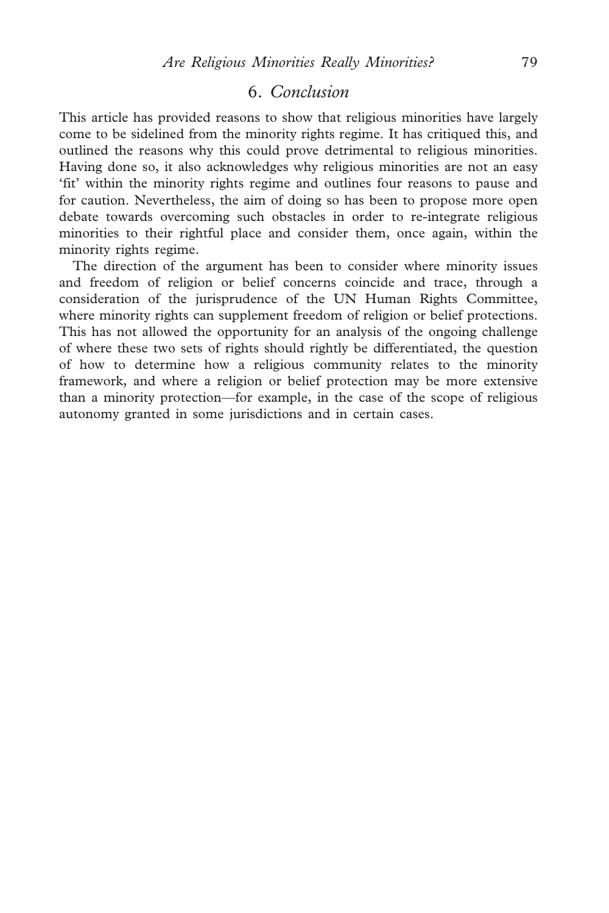## 6. *Conclusion*

This article has provided reasons to show that religious minorities have largely come to be sidelined from the minority rights regime. It has critiqued this, and outlined the reasons why this could prove detrimental to religious minorities. Having done so, it also acknowledges why religious minorities are not an easy 'fit' within the minority rights regime and outlines four reasons to pause and for caution. Nevertheless, the aim of doing so has been to propose more open debate towards overcoming such obstacles in order to re-integrate religious minorities to their rightful place and consider them, once again, within the minority rights regime.

The direction of the argument has been to consider where minority issues and freedom of religion or belief concerns coincide and trace, through a consideration of the jurisprudence of the UN Human Rights Committee, where minority rights can supplement freedom of religion or belief protections. This has not allowed the opportunity for an analysis of the ongoing challenge of where these two sets of rights should rightly be differentiated, the question of how to determine how a religious community relates to the minority framework, and where a religion or belief protection may be more extensive than a minority protection—for example, in the case of the scope of religious autonomy granted in some jurisdictions and in certain cases.